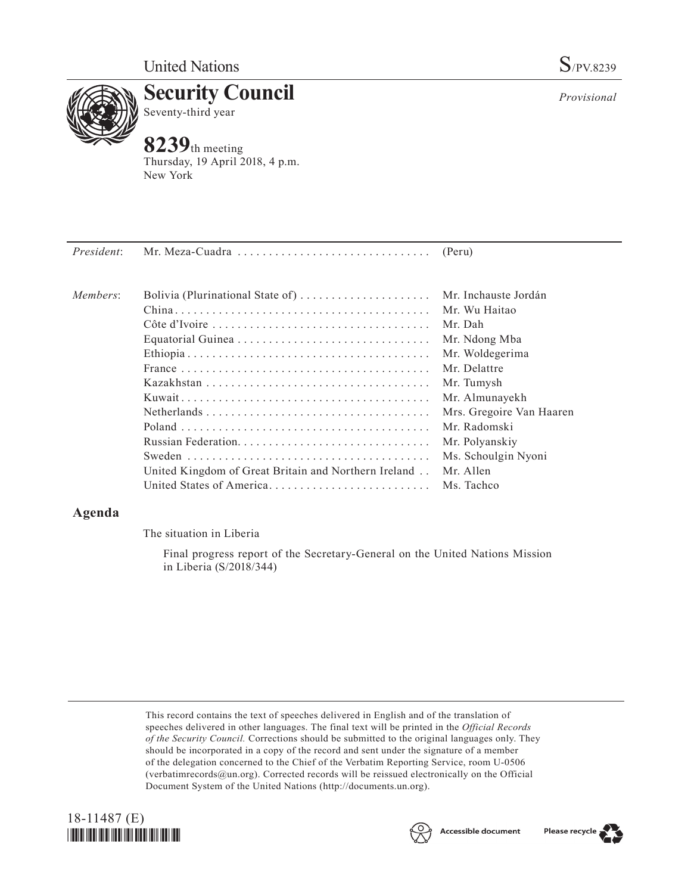United Nations

S/PV.8239

# Security Council

Seventy-third year

*Provisional*

## 8239th meeting

Thursday, 19 April 2018, 4 p.m.
New York

| | | |
|---|---|---|
| *President*: | Mr. Meza-Cuadra | (Peru) |
| *Members*: | Bolivia (Plurinational State of) | Mr. Inchauste Jordán |
| | China | Mr. Wu Haitao |
| | Côte d'Ivoire | Mr. Dah |
| | Equatorial Guinea | Mr. Ndong Mba |
| | Ethiopia | Mr. Woldegerima |
| | France | Mr. Delattre |
| | Kazakhstan | Mr. Tumysh |
| | Kuwait | Mr. Almunayekh |
| | Netherlands | Mrs. Gregoire Van Haaren |
| | Poland | Mr. Radomski |
| | Russian Federation | Mr. Polyanskiy |
| | Sweden | Ms. Schoulgin Nyoni |
| | United Kingdom of Great Britain and Northern Ireland | Mr. Allen |
| | United States of America | Ms. Tachco |

## Agenda

The situation in Liberia

Final progress report of the Secretary-General on the United Nations Mission in Liberia (S/2018/344)

This record contains the text of speeches delivered in English and of the translation of speeches delivered in other languages. The final text will be printed in the *Official Records of the Security Council.* Corrections should be submitted to the original languages only. They should be incorporated in a copy of the record and sent under the signature of a member of the delegation concerned to the Chief of the Verbatim Reporting Service, room U-0506 (verbatimrecords@un.org). Corrected records will be reissued electronically on the Official Document System of the United Nations (http://documents.un.org).

18-11487 (E)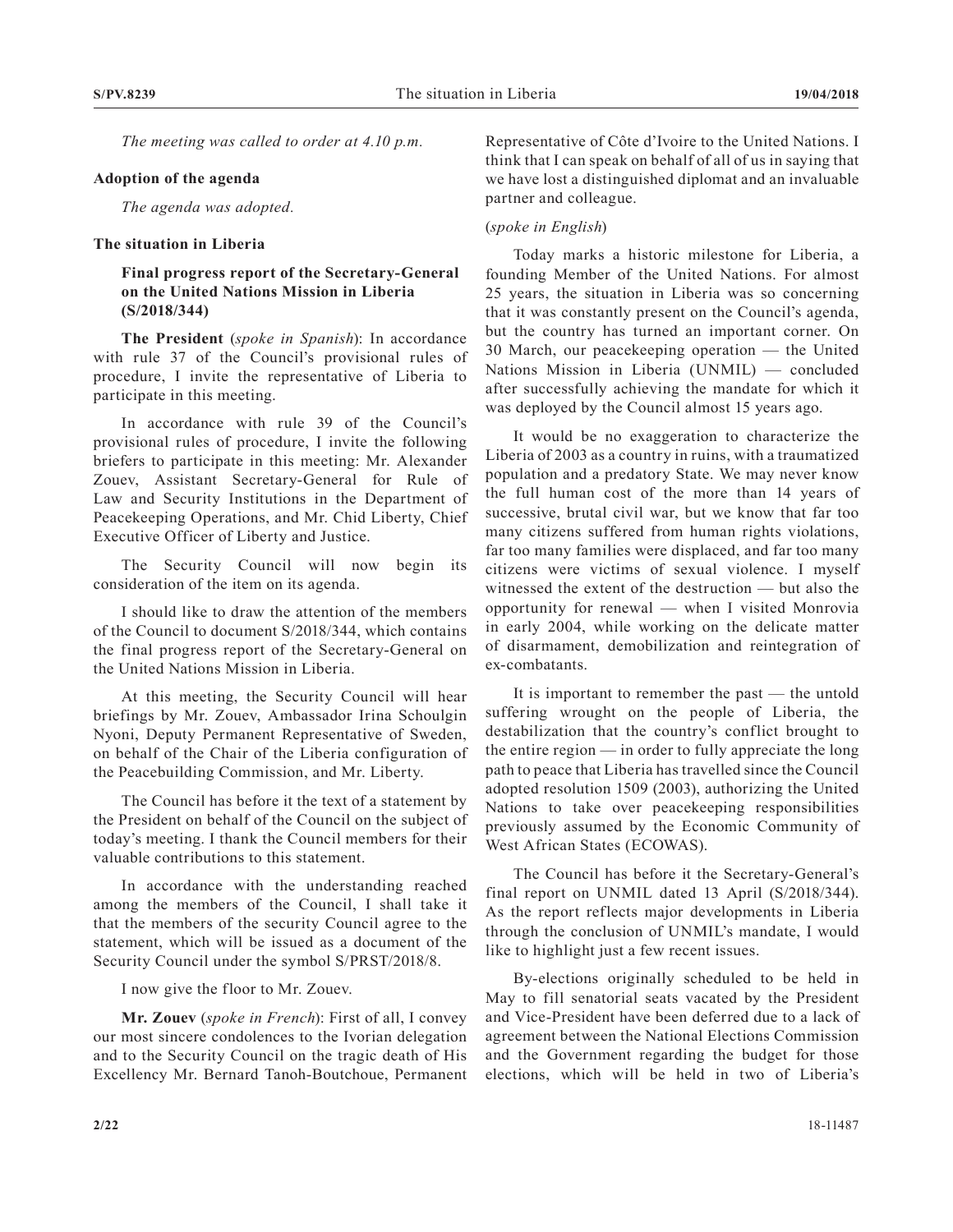*The meeting was called to order at 4.10 p.m.*

**Adoption of the agenda**

*The agenda was adopted.*

**The situation in Liberia**

**Final progress report of the Secretary-General on the United Nations Mission in Liberia (S/2018/344)**

**The President** (*spoke in Spanish*): In accordance with rule 37 of the Council's provisional rules of procedure, I invite the representative of Liberia to participate in this meeting.

In accordance with rule 39 of the Council's provisional rules of procedure, I invite the following briefers to participate in this meeting: Mr. Alexander Zouev, Assistant Secretary-General for Rule of Law and Security Institutions in the Department of Peacekeeping Operations, and Mr. Chid Liberty, Chief Executive Officer of Liberty and Justice.

The Security Council will now begin its consideration of the item on its agenda.

I should like to draw the attention of the members of the Council to document S/2018/344, which contains the final progress report of the Secretary-General on the United Nations Mission in Liberia.

At this meeting, the Security Council will hear briefings by Mr. Zouev, Ambassador Irina Schoulgin Nyoni, Deputy Permanent Representative of Sweden, on behalf of the Chair of the Liberia configuration of the Peacebuilding Commission, and Mr. Liberty.

The Council has before it the text of a statement by the President on behalf of the Council on the subject of today's meeting. I thank the Council members for their valuable contributions to this statement.

In accordance with the understanding reached among the members of the Council, I shall take it that the members of the security Council agree to the statement, which will be issued as a document of the Security Council under the symbol S/PRST/2018/8.

I now give the floor to Mr. Zouev.

**Mr. Zouev** (*spoke in French*): First of all, I convey our most sincere condolences to the Ivorian delegation and to the Security Council on the tragic death of His Excellency Mr. Bernard Tanoh-Boutchoue, Permanent Representative of Côte d'Ivoire to the United Nations. I think that I can speak on behalf of all of us in saying that we have lost a distinguished diplomat and an invaluable partner and colleague.

(*spoke in English*)

Today marks a historic milestone for Liberia, a founding Member of the United Nations. For almost 25 years, the situation in Liberia was so concerning that it was constantly present on the Council's agenda, but the country has turned an important corner. On 30 March, our peacekeeping operation — the United Nations Mission in Liberia (UNMIL) — concluded after successfully achieving the mandate for which it was deployed by the Council almost 15 years ago.

It would be no exaggeration to characterize the Liberia of 2003 as a country in ruins, with a traumatized population and a predatory State. We may never know the full human cost of the more than 14 years of successive, brutal civil war, but we know that far too many citizens suffered from human rights violations, far too many families were displaced, and far too many citizens were victims of sexual violence. I myself witnessed the extent of the destruction — but also the opportunity for renewal — when I visited Monrovia in early 2004, while working on the delicate matter of disarmament, demobilization and reintegration of ex-combatants.

It is important to remember the past — the untold suffering wrought on the people of Liberia, the destabilization that the country's conflict brought to the entire region — in order to fully appreciate the long path to peace that Liberia has travelled since the Council adopted resolution 1509 (2003), authorizing the United Nations to take over peacekeeping responsibilities previously assumed by the Economic Community of West African States (ECOWAS).

The Council has before it the Secretary-General's final report on UNMIL dated 13 April (S/2018/344). As the report reflects major developments in Liberia through the conclusion of UNMIL's mandate, I would like to highlight just a few recent issues.

By-elections originally scheduled to be held in May to fill senatorial seats vacated by the President and Vice-President have been deferred due to a lack of agreement between the National Elections Commission and the Government regarding the budget for those elections, which will be held in two of Liberia's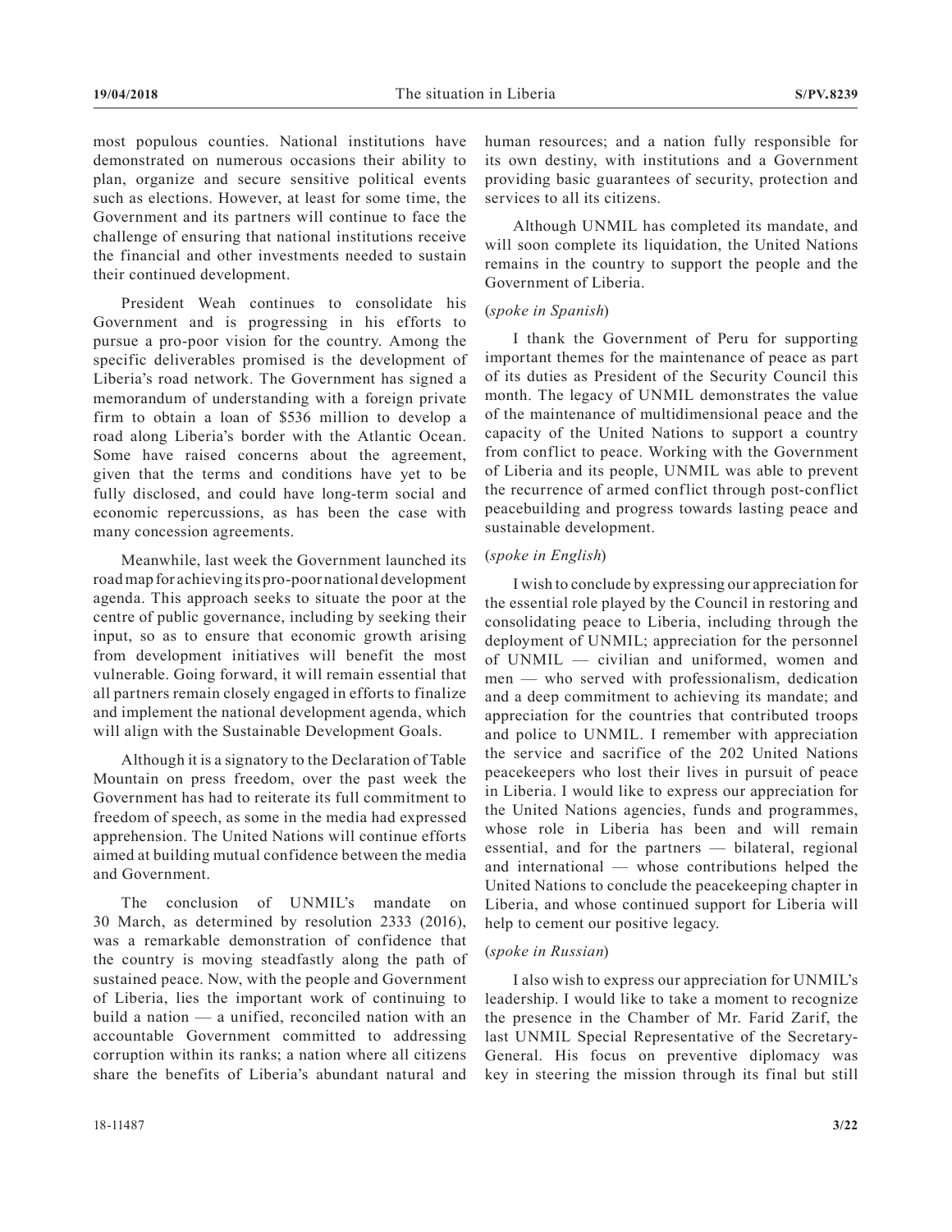most populous counties. National institutions have demonstrated on numerous occasions their ability to plan, organize and secure sensitive political events such as elections. However, at least for some time, the Government and its partners will continue to face the challenge of ensuring that national institutions receive the financial and other investments needed to sustain their continued development.

President Weah continues to consolidate his Government and is progressing in his efforts to pursue a pro-poor vision for the country. Among the specific deliverables promised is the development of Liberia's road network. The Government has signed a memorandum of understanding with a foreign private firm to obtain a loan of $536 million to develop a road along Liberia's border with the Atlantic Ocean. Some have raised concerns about the agreement, given that the terms and conditions have yet to be fully disclosed, and could have long-term social and economic repercussions, as has been the case with many concession agreements.

Meanwhile, last week the Government launched its road map for achieving its pro-poor national development agenda. This approach seeks to situate the poor at the centre of public governance, including by seeking their input, so as to ensure that economic growth arising from development initiatives will benefit the most vulnerable. Going forward, it will remain essential that all partners remain closely engaged in efforts to finalize and implement the national development agenda, which will align with the Sustainable Development Goals.

Although it is a signatory to the Declaration of Table Mountain on press freedom, over the past week the Government has had to reiterate its full commitment to freedom of speech, as some in the media had expressed apprehension. The United Nations will continue efforts aimed at building mutual confidence between the media and Government.

The conclusion of UNMIL's mandate on 30 March, as determined by resolution 2333 (2016), was a remarkable demonstration of confidence that the country is moving steadfastly along the path of sustained peace. Now, with the people and Government of Liberia, lies the important work of continuing to build a nation — a unified, reconciled nation with an accountable Government committed to addressing corruption within its ranks; a nation where all citizens share the benefits of Liberia's abundant natural and human resources; and a nation fully responsible for its own destiny, with institutions and a Government providing basic guarantees of security, protection and services to all its citizens.

Although UNMIL has completed its mandate, and will soon complete its liquidation, the United Nations remains in the country to support the people and the Government of Liberia.

(*spoke in Spanish*)

I thank the Government of Peru for supporting important themes for the maintenance of peace as part of its duties as President of the Security Council this month. The legacy of UNMIL demonstrates the value of the maintenance of multidimensional peace and the capacity of the United Nations to support a country from conflict to peace. Working with the Government of Liberia and its people, UNMIL was able to prevent the recurrence of armed conflict through post-conflict peacebuilding and progress towards lasting peace and sustainable development.

(*spoke in English*)

I wish to conclude by expressing our appreciation for the essential role played by the Council in restoring and consolidating peace to Liberia, including through the deployment of UNMIL; appreciation for the personnel of UNMIL — civilian and uniformed, women and men — who served with professionalism, dedication and a deep commitment to achieving its mandate; and appreciation for the countries that contributed troops and police to UNMIL. I remember with appreciation the service and sacrifice of the 202 United Nations peacekeepers who lost their lives in pursuit of peace in Liberia. I would like to express our appreciation for the United Nations agencies, funds and programmes, whose role in Liberia has been and will remain essential, and for the partners — bilateral, regional and international — whose contributions helped the United Nations to conclude the peacekeeping chapter in Liberia, and whose continued support for Liberia will help to cement our positive legacy.

(*spoke in Russian*)

I also wish to express our appreciation for UNMIL's leadership. I would like to take a moment to recognize the presence in the Chamber of Mr. Farid Zarif, the last UNMIL Special Representative of the Secretary-General. His focus on preventive diplomacy was key in steering the mission through its final but still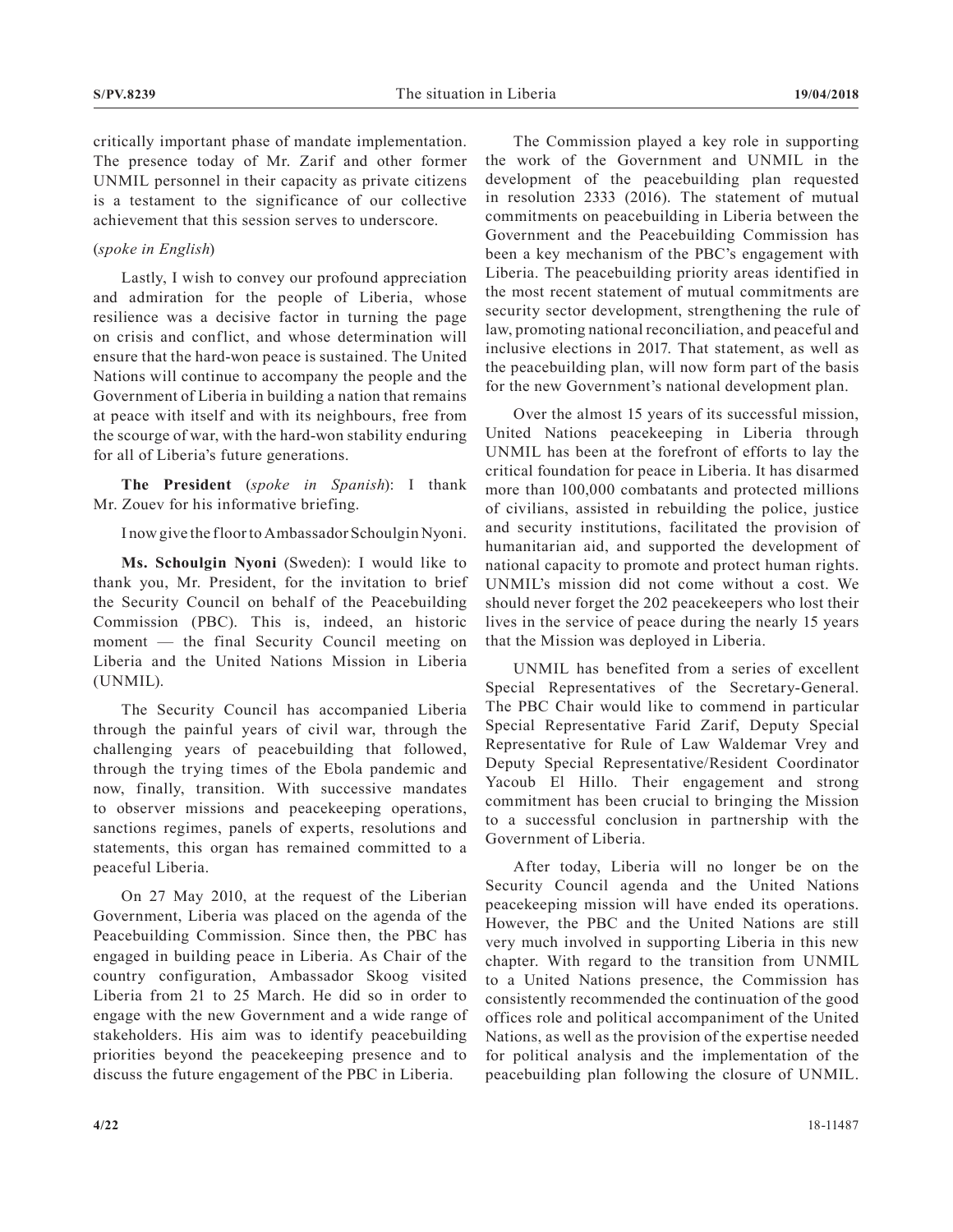critically important phase of mandate implementation. The presence today of Mr. Zarif and other former UNMIL personnel in their capacity as private citizens is a testament to the significance of our collective achievement that this session serves to underscore.

(*spoke in English*)

Lastly, I wish to convey our profound appreciation and admiration for the people of Liberia, whose resilience was a decisive factor in turning the page on crisis and conflict, and whose determination will ensure that the hard-won peace is sustained. The United Nations will continue to accompany the people and the Government of Liberia in building a nation that remains at peace with itself and with its neighbours, free from the scourge of war, with the hard-won stability enduring for all of Liberia's future generations.

**The President** (*spoke in Spanish*): I thank Mr. Zouev for his informative briefing.

I now give the floor to Ambassador Schoulgin Nyoni.

**Ms. Schoulgin Nyoni** (Sweden): I would like to thank you, Mr. President, for the invitation to brief the Security Council on behalf of the Peacebuilding Commission (PBC). This is, indeed, an historic moment — the final Security Council meeting on Liberia and the United Nations Mission in Liberia (UNMIL).

The Security Council has accompanied Liberia through the painful years of civil war, through the challenging years of peacebuilding that followed, through the trying times of the Ebola pandemic and now, finally, transition. With successive mandates to observer missions and peacekeeping operations, sanctions regimes, panels of experts, resolutions and statements, this organ has remained committed to a peaceful Liberia.

On 27 May 2010, at the request of the Liberian Government, Liberia was placed on the agenda of the Peacebuilding Commission. Since then, the PBC has engaged in building peace in Liberia. As Chair of the country configuration, Ambassador Skoog visited Liberia from 21 to 25 March. He did so in order to engage with the new Government and a wide range of stakeholders. His aim was to identify peacebuilding priorities beyond the peacekeeping presence and to discuss the future engagement of the PBC in Liberia.

The Commission played a key role in supporting the work of the Government and UNMIL in the development of the peacebuilding plan requested in resolution 2333 (2016). The statement of mutual commitments on peacebuilding in Liberia between the Government and the Peacebuilding Commission has been a key mechanism of the PBC's engagement with Liberia. The peacebuilding priority areas identified in the most recent statement of mutual commitments are security sector development, strengthening the rule of law, promoting national reconciliation, and peaceful and inclusive elections in 2017. That statement, as well as the peacebuilding plan, will now form part of the basis for the new Government's national development plan.

Over the almost 15 years of its successful mission, United Nations peacekeeping in Liberia through UNMIL has been at the forefront of efforts to lay the critical foundation for peace in Liberia. It has disarmed more than 100,000 combatants and protected millions of civilians, assisted in rebuilding the police, justice and security institutions, facilitated the provision of humanitarian aid, and supported the development of national capacity to promote and protect human rights. UNMIL's mission did not come without a cost. We should never forget the 202 peacekeepers who lost their lives in the service of peace during the nearly 15 years that the Mission was deployed in Liberia.

UNMIL has benefited from a series of excellent Special Representatives of the Secretary-General. The PBC Chair would like to commend in particular Special Representative Farid Zarif, Deputy Special Representative for Rule of Law Waldemar Vrey and Deputy Special Representative/Resident Coordinator Yacoub El Hillo. Their engagement and strong commitment has been crucial to bringing the Mission to a successful conclusion in partnership with the Government of Liberia.

After today, Liberia will no longer be on the Security Council agenda and the United Nations peacekeeping mission will have ended its operations. However, the PBC and the United Nations are still very much involved in supporting Liberia in this new chapter. With regard to the transition from UNMIL to a United Nations presence, the Commission has consistently recommended the continuation of the good offices role and political accompaniment of the United Nations, as well as the provision of the expertise needed for political analysis and the implementation of the peacebuilding plan following the closure of UNMIL.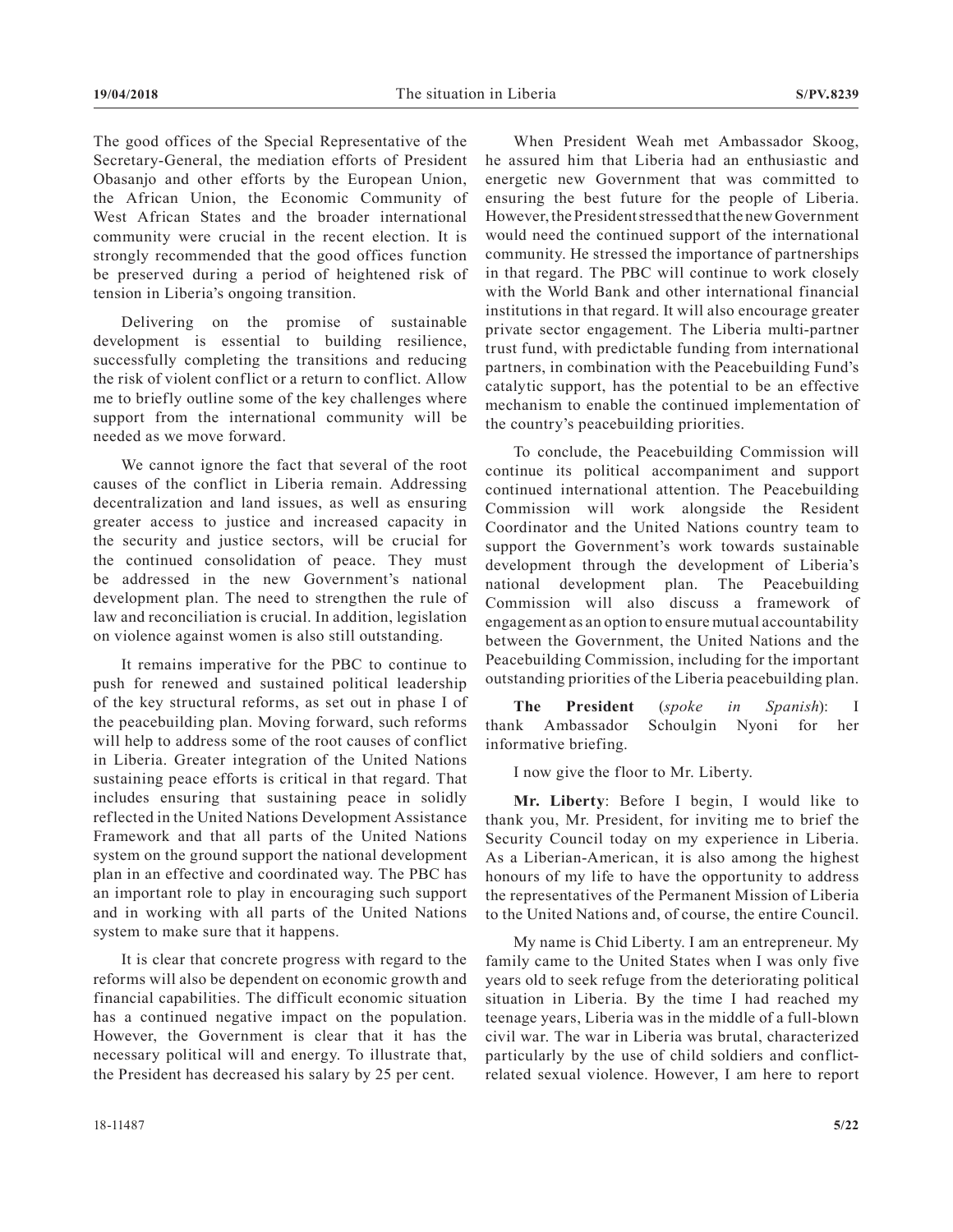The good offices of the Special Representative of the Secretary-General, the mediation efforts of President Obasanjo and other efforts by the European Union, the African Union, the Economic Community of West African States and the broader international community were crucial in the recent election. It is strongly recommended that the good offices function be preserved during a period of heightened risk of tension in Liberia's ongoing transition.

Delivering on the promise of sustainable development is essential to building resilience, successfully completing the transitions and reducing the risk of violent conflict or a return to conflict. Allow me to briefly outline some of the key challenges where support from the international community will be needed as we move forward.

We cannot ignore the fact that several of the root causes of the conflict in Liberia remain. Addressing decentralization and land issues, as well as ensuring greater access to justice and increased capacity in the security and justice sectors, will be crucial for the continued consolidation of peace. They must be addressed in the new Government's national development plan. The need to strengthen the rule of law and reconciliation is crucial. In addition, legislation on violence against women is also still outstanding.

It remains imperative for the PBC to continue to push for renewed and sustained political leadership of the key structural reforms, as set out in phase I of the peacebuilding plan. Moving forward, such reforms will help to address some of the root causes of conflict in Liberia. Greater integration of the United Nations sustaining peace efforts is critical in that regard. That includes ensuring that sustaining peace in solidly reflected in the United Nations Development Assistance Framework and that all parts of the United Nations system on the ground support the national development plan in an effective and coordinated way. The PBC has an important role to play in encouraging such support and in working with all parts of the United Nations system to make sure that it happens.

It is clear that concrete progress with regard to the reforms will also be dependent on economic growth and financial capabilities. The difficult economic situation has a continued negative impact on the population. However, the Government is clear that it has the necessary political will and energy. To illustrate that, the President has decreased his salary by 25 per cent.

When President Weah met Ambassador Skoog, he assured him that Liberia had an enthusiastic and energetic new Government that was committed to ensuring the best future for the people of Liberia. However, the President stressed that the new Government would need the continued support of the international community. He stressed the importance of partnerships in that regard. The PBC will continue to work closely with the World Bank and other international financial institutions in that regard. It will also encourage greater private sector engagement. The Liberia multi-partner trust fund, with predictable funding from international partners, in combination with the Peacebuilding Fund's catalytic support, has the potential to be an effective mechanism to enable the continued implementation of the country's peacebuilding priorities.

To conclude, the Peacebuilding Commission will continue its political accompaniment and support continued international attention. The Peacebuilding Commission will work alongside the Resident Coordinator and the United Nations country team to support the Government's work towards sustainable development through the development of Liberia's national development plan. The Peacebuilding Commission will also discuss a framework of engagement as an option to ensure mutual accountability between the Government, the United Nations and the Peacebuilding Commission, including for the important outstanding priorities of the Liberia peacebuilding plan.

**The President** (*spoke in Spanish*): I thank Ambassador Schoulgin Nyoni for her informative briefing.

I now give the floor to Mr. Liberty.

**Mr. Liberty**: Before I begin, I would like to thank you, Mr. President, for inviting me to brief the Security Council today on my experience in Liberia. As a Liberian-American, it is also among the highest honours of my life to have the opportunity to address the representatives of the Permanent Mission of Liberia to the United Nations and, of course, the entire Council.

My name is Chid Liberty. I am an entrepreneur. My family came to the United States when I was only five years old to seek refuge from the deteriorating political situation in Liberia. By the time I had reached my teenage years, Liberia was in the middle of a full-blown civil war. The war in Liberia was brutal, characterized particularly by the use of child soldiers and conflict-related sexual violence. However, I am here to report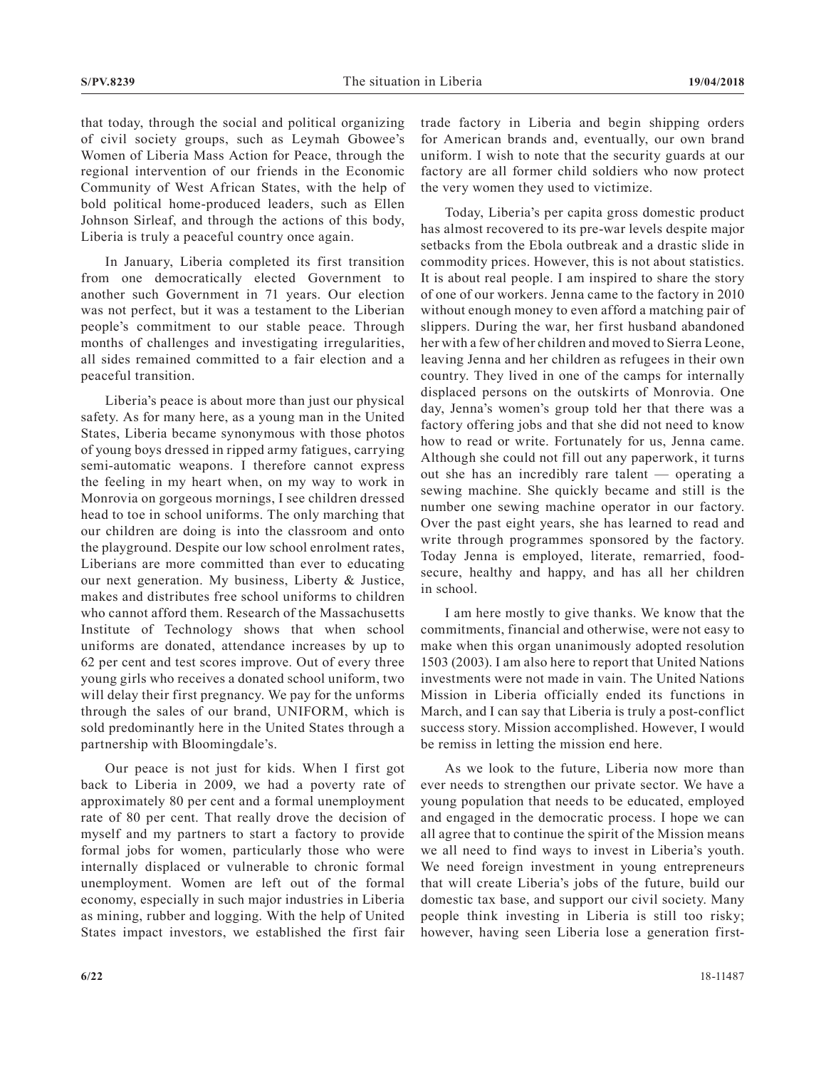that today, through the social and political organizing of civil society groups, such as Leymah Gbowee's Women of Liberia Mass Action for Peace, through the regional intervention of our friends in the Economic Community of West African States, with the help of bold political home-produced leaders, such as Ellen Johnson Sirleaf, and through the actions of this body, Liberia is truly a peaceful country once again.

In January, Liberia completed its first transition from one democratically elected Government to another such Government in 71 years. Our election was not perfect, but it was a testament to the Liberian people's commitment to our stable peace. Through months of challenges and investigating irregularities, all sides remained committed to a fair election and a peaceful transition.

Liberia's peace is about more than just our physical safety. As for many here, as a young man in the United States, Liberia became synonymous with those photos of young boys dressed in ripped army fatigues, carrying semi-automatic weapons. I therefore cannot express the feeling in my heart when, on my way to work in Monrovia on gorgeous mornings, I see children dressed head to toe in school uniforms. The only marching that our children are doing is into the classroom and onto the playground. Despite our low school enrolment rates, Liberians are more committed than ever to educating our next generation. My business, Liberty & Justice, makes and distributes free school uniforms to children who cannot afford them. Research of the Massachusetts Institute of Technology shows that when school uniforms are donated, attendance increases by up to 62 per cent and test scores improve. Out of every three young girls who receives a donated school uniform, two will delay their first pregnancy. We pay for the unforms through the sales of our brand, UNIFORM, which is sold predominantly here in the United States through a partnership with Bloomingdale's.

Our peace is not just for kids. When I first got back to Liberia in 2009, we had a poverty rate of approximately 80 per cent and a formal unemployment rate of 80 per cent. That really drove the decision of myself and my partners to start a factory to provide formal jobs for women, particularly those who were internally displaced or vulnerable to chronic formal unemployment. Women are left out of the formal economy, especially in such major industries in Liberia as mining, rubber and logging. With the help of United States impact investors, we established the first fair trade factory in Liberia and begin shipping orders for American brands and, eventually, our own brand uniform. I wish to note that the security guards at our factory are all former child soldiers who now protect the very women they used to victimize.

Today, Liberia's per capita gross domestic product has almost recovered to its pre-war levels despite major setbacks from the Ebola outbreak and a drastic slide in commodity prices. However, this is not about statistics. It is about real people. I am inspired to share the story of one of our workers. Jenna came to the factory in 2010 without enough money to even afford a matching pair of slippers. During the war, her first husband abandoned her with a few of her children and moved to Sierra Leone, leaving Jenna and her children as refugees in their own country. They lived in one of the camps for internally displaced persons on the outskirts of Monrovia. One day, Jenna's women's group told her that there was a factory offering jobs and that she did not need to know how to read or write. Fortunately for us, Jenna came. Although she could not fill out any paperwork, it turns out she has an incredibly rare talent — operating a sewing machine. She quickly became and still is the number one sewing machine operator in our factory. Over the past eight years, she has learned to read and write through programmes sponsored by the factory. Today Jenna is employed, literate, remarried, food-secure, healthy and happy, and has all her children in school.

I am here mostly to give thanks. We know that the commitments, financial and otherwise, were not easy to make when this organ unanimously adopted resolution 1503 (2003). I am also here to report that United Nations investments were not made in vain. The United Nations Mission in Liberia officially ended its functions in March, and I can say that Liberia is truly a post-conflict success story. Mission accomplished. However, I would be remiss in letting the mission end here.

As we look to the future, Liberia now more than ever needs to strengthen our private sector. We have a young population that needs to be educated, employed and engaged in the democratic process. I hope we can all agree that to continue the spirit of the Mission means we all need to find ways to invest in Liberia's youth. We need foreign investment in young entrepreneurs that will create Liberia's jobs of the future, build our domestic tax base, and support our civil society. Many people think investing in Liberia is still too risky; however, having seen Liberia lose a generation first-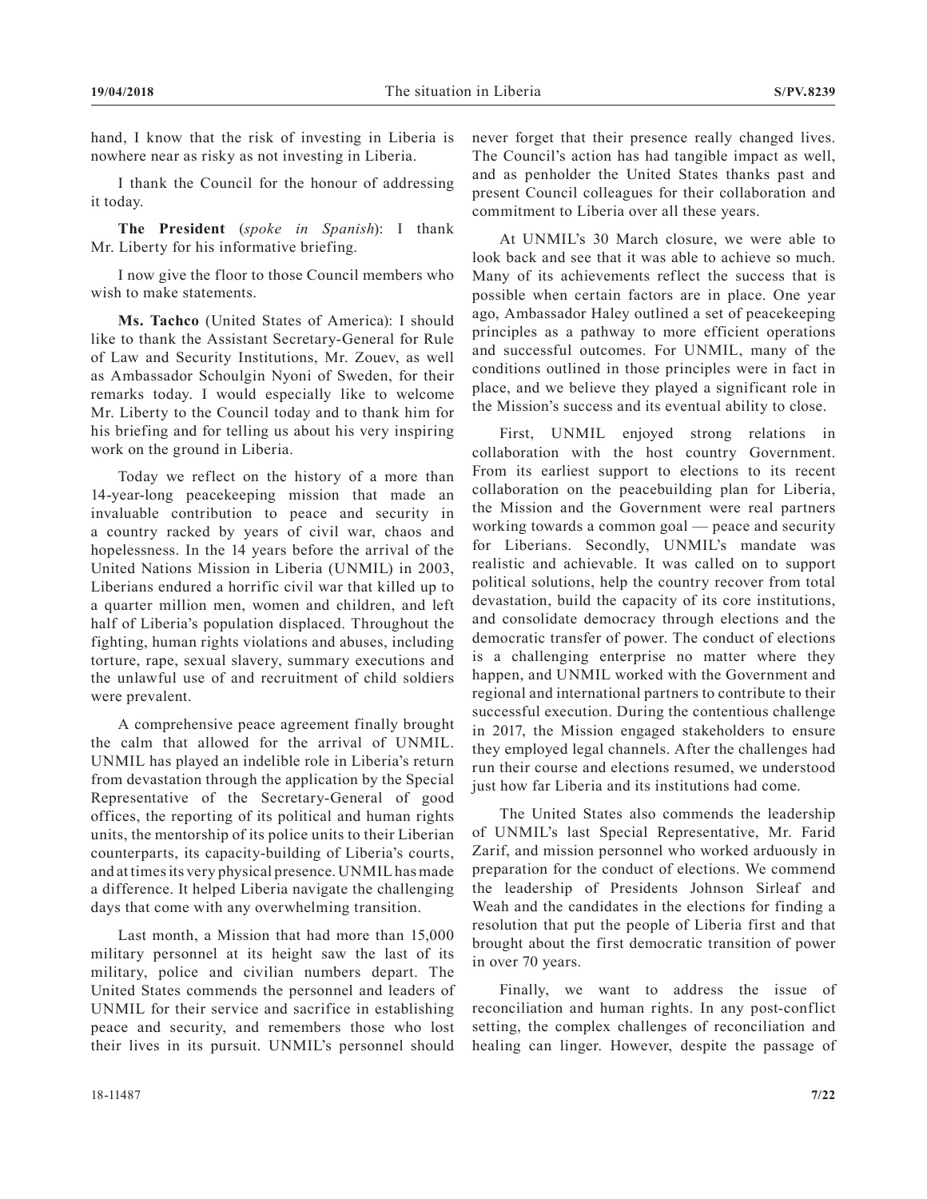hand, I know that the risk of investing in Liberia is nowhere near as risky as not investing in Liberia.

I thank the Council for the honour of addressing it today.

**The President** (*spoke in Spanish*): I thank Mr. Liberty for his informative briefing.

I now give the floor to those Council members who wish to make statements.

**Ms. Tachco** (United States of America): I should like to thank the Assistant Secretary-General for Rule of Law and Security Institutions, Mr. Zouev, as well as Ambassador Schoulgin Nyoni of Sweden, for their remarks today. I would especially like to welcome Mr. Liberty to the Council today and to thank him for his briefing and for telling us about his very inspiring work on the ground in Liberia.

Today we reflect on the history of a more than 14-year-long peacekeeping mission that made an invaluable contribution to peace and security in a country racked by years of civil war, chaos and hopelessness. In the 14 years before the arrival of the United Nations Mission in Liberia (UNMIL) in 2003, Liberians endured a horrific civil war that killed up to a quarter million men, women and children, and left half of Liberia's population displaced. Throughout the fighting, human rights violations and abuses, including torture, rape, sexual slavery, summary executions and the unlawful use of and recruitment of child soldiers were prevalent.

A comprehensive peace agreement finally brought the calm that allowed for the arrival of UNMIL. UNMIL has played an indelible role in Liberia's return from devastation through the application by the Special Representative of the Secretary-General of good offices, the reporting of its political and human rights units, the mentorship of its police units to their Liberian counterparts, its capacity-building of Liberia's courts, and at times its very physical presence. UNMIL has made a difference. It helped Liberia navigate the challenging days that come with any overwhelming transition.

Last month, a Mission that had more than 15,000 military personnel at its height saw the last of its military, police and civilian numbers depart. The United States commends the personnel and leaders of UNMIL for their service and sacrifice in establishing peace and security, and remembers those who lost their lives in its pursuit. UNMIL's personnel should never forget that their presence really changed lives. The Council's action has had tangible impact as well, and as penholder the United States thanks past and present Council colleagues for their collaboration and commitment to Liberia over all these years.

At UNMIL's 30 March closure, we were able to look back and see that it was able to achieve so much. Many of its achievements reflect the success that is possible when certain factors are in place. One year ago, Ambassador Haley outlined a set of peacekeeping principles as a pathway to more efficient operations and successful outcomes. For UNMIL, many of the conditions outlined in those principles were in fact in place, and we believe they played a significant role in the Mission's success and its eventual ability to close.

First, UNMIL enjoyed strong relations in collaboration with the host country Government. From its earliest support to elections to its recent collaboration on the peacebuilding plan for Liberia, the Mission and the Government were real partners working towards a common goal — peace and security for Liberians. Secondly, UNMIL's mandate was realistic and achievable. It was called on to support political solutions, help the country recover from total devastation, build the capacity of its core institutions, and consolidate democracy through elections and the democratic transfer of power. The conduct of elections is a challenging enterprise no matter where they happen, and UNMIL worked with the Government and regional and international partners to contribute to their successful execution. During the contentious challenge in 2017, the Mission engaged stakeholders to ensure they employed legal channels. After the challenges had run their course and elections resumed, we understood just how far Liberia and its institutions had come.

The United States also commends the leadership of UNMIL's last Special Representative, Mr. Farid Zarif, and mission personnel who worked arduously in preparation for the conduct of elections. We commend the leadership of Presidents Johnson Sirleaf and Weah and the candidates in the elections for finding a resolution that put the people of Liberia first and that brought about the first democratic transition of power in over 70 years.

Finally, we want to address the issue of reconciliation and human rights. In any post-conflict setting, the complex challenges of reconciliation and healing can linger. However, despite the passage of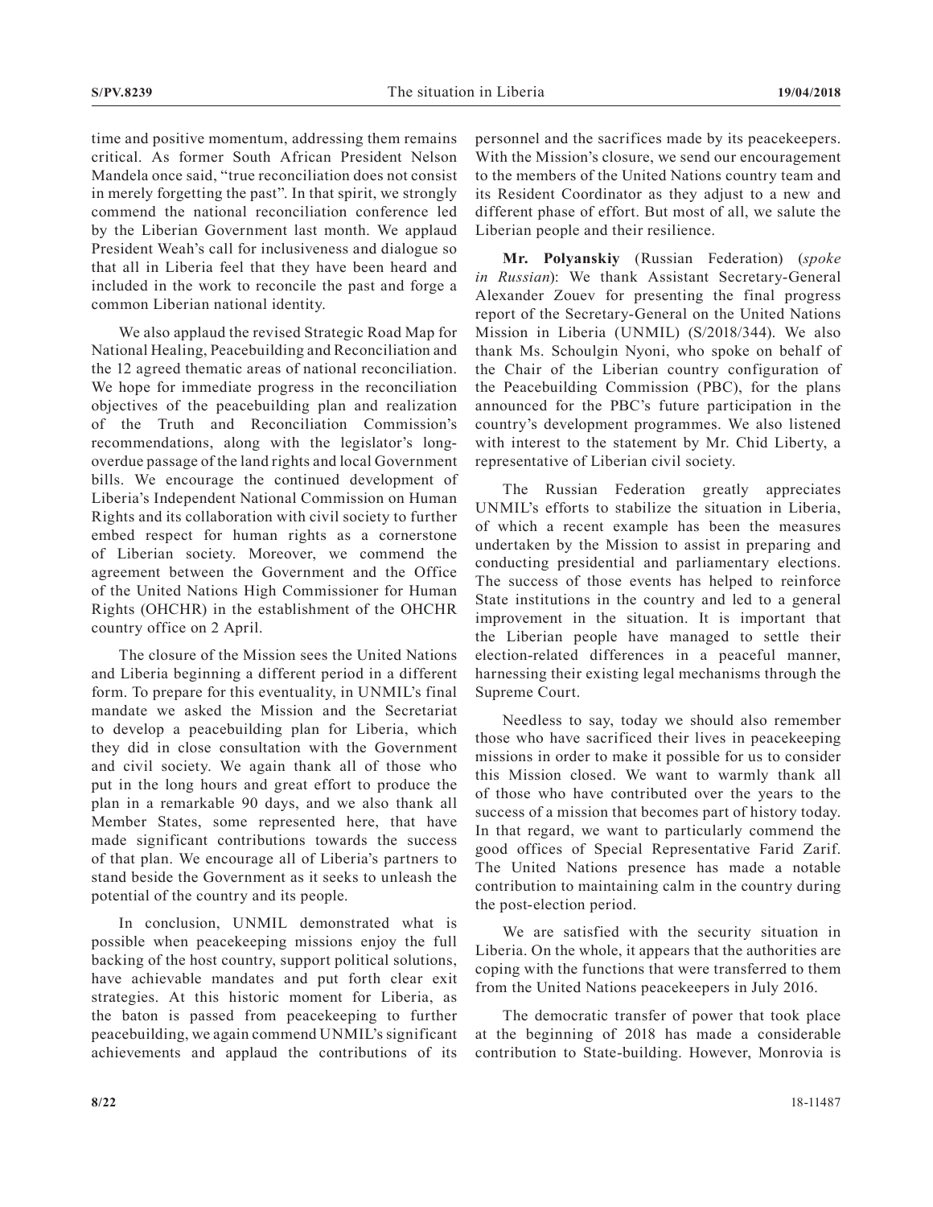time and positive momentum, addressing them remains critical. As former South African President Nelson Mandela once said, "true reconciliation does not consist in merely forgetting the past". In that spirit, we strongly commend the national reconciliation conference led by the Liberian Government last month. We applaud President Weah's call for inclusiveness and dialogue so that all in Liberia feel that they have been heard and included in the work to reconcile the past and forge a common Liberian national identity.

We also applaud the revised Strategic Road Map for National Healing, Peacebuilding and Reconciliation and the 12 agreed thematic areas of national reconciliation. We hope for immediate progress in the reconciliation objectives of the peacebuilding plan and realization of the Truth and Reconciliation Commission's recommendations, along with the legislator's long-overdue passage of the land rights and local Government bills. We encourage the continued development of Liberia's Independent National Commission on Human Rights and its collaboration with civil society to further embed respect for human rights as a cornerstone of Liberian society. Moreover, we commend the agreement between the Government and the Office of the United Nations High Commissioner for Human Rights (OHCHR) in the establishment of the OHCHR country office on 2 April.

The closure of the Mission sees the United Nations and Liberia beginning a different period in a different form. To prepare for this eventuality, in UNMIL's final mandate we asked the Mission and the Secretariat to develop a peacebuilding plan for Liberia, which they did in close consultation with the Government and civil society. We again thank all of those who put in the long hours and great effort to produce the plan in a remarkable 90 days, and we also thank all Member States, some represented here, that have made significant contributions towards the success of that plan. We encourage all of Liberia's partners to stand beside the Government as it seeks to unleash the potential of the country and its people.

In conclusion, UNMIL demonstrated what is possible when peacekeeping missions enjoy the full backing of the host country, support political solutions, have achievable mandates and put forth clear exit strategies. At this historic moment for Liberia, as the baton is passed from peacekeeping to further peacebuilding, we again commend UNMIL's significant achievements and applaud the contributions of its personnel and the sacrifices made by its peacekeepers. With the Mission's closure, we send our encouragement to the members of the United Nations country team and its Resident Coordinator as they adjust to a new and different phase of effort. But most of all, we salute the Liberian people and their resilience.

**Mr. Polyanskiy** (Russian Federation) (*spoke in Russian*): We thank Assistant Secretary-General Alexander Zouev for presenting the final progress report of the Secretary-General on the United Nations Mission in Liberia (UNMIL) (S/2018/344). We also thank Ms. Schoulgin Nyoni, who spoke on behalf of the Chair of the Liberian country configuration of the Peacebuilding Commission (PBC), for the plans announced for the PBC's future participation in the country's development programmes. We also listened with interest to the statement by Mr. Chid Liberty, a representative of Liberian civil society.

The Russian Federation greatly appreciates UNMIL's efforts to stabilize the situation in Liberia, of which a recent example has been the measures undertaken by the Mission to assist in preparing and conducting presidential and parliamentary elections. The success of those events has helped to reinforce State institutions in the country and led to a general improvement in the situation. It is important that the Liberian people have managed to settle their election-related differences in a peaceful manner, harnessing their existing legal mechanisms through the Supreme Court.

Needless to say, today we should also remember those who have sacrificed their lives in peacekeeping missions in order to make it possible for us to consider this Mission closed. We want to warmly thank all of those who have contributed over the years to the success of a mission that becomes part of history today. In that regard, we want to particularly commend the good offices of Special Representative Farid Zarif. The United Nations presence has made a notable contribution to maintaining calm in the country during the post-election period.

We are satisfied with the security situation in Liberia. On the whole, it appears that the authorities are coping with the functions that were transferred to them from the United Nations peacekeepers in July 2016.

The democratic transfer of power that took place at the beginning of 2018 has made a considerable contribution to State-building. However, Monrovia is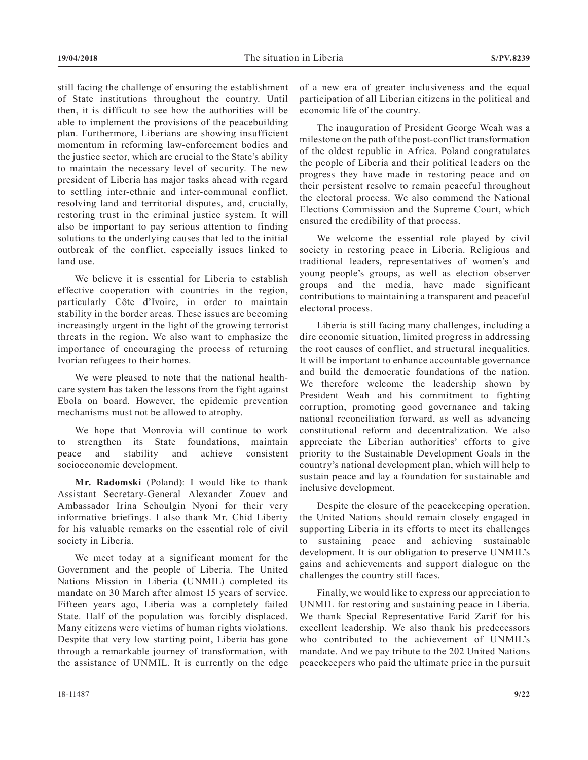still facing the challenge of ensuring the establishment of State institutions throughout the country. Until then, it is difficult to see how the authorities will be able to implement the provisions of the peacebuilding plan. Furthermore, Liberians are showing insufficient momentum in reforming law-enforcement bodies and the justice sector, which are crucial to the State's ability to maintain the necessary level of security. The new president of Liberia has major tasks ahead with regard to settling inter-ethnic and inter-communal conflict, resolving land and territorial disputes, and, crucially, restoring trust in the criminal justice system. It will also be important to pay serious attention to finding solutions to the underlying causes that led to the initial outbreak of the conflict, especially issues linked to land use.

We believe it is essential for Liberia to establish effective cooperation with countries in the region, particularly Côte d'Ivoire, in order to maintain stability in the border areas. These issues are becoming increasingly urgent in the light of the growing terrorist threats in the region. We also want to emphasize the importance of encouraging the process of returning Ivorian refugees to their homes.

We were pleased to note that the national health-care system has taken the lessons from the fight against Ebola on board. However, the epidemic prevention mechanisms must not be allowed to atrophy.

We hope that Monrovia will continue to work to strengthen its State foundations, maintain peace and stability and achieve consistent socioeconomic development.

**Mr. Radomski** (Poland): I would like to thank Assistant Secretary-General Alexander Zouev and Ambassador Irina Schoulgin Nyoni for their very informative briefings. I also thank Mr. Chid Liberty for his valuable remarks on the essential role of civil society in Liberia.

We meet today at a significant moment for the Government and the people of Liberia. The United Nations Mission in Liberia (UNMIL) completed its mandate on 30 March after almost 15 years of service. Fifteen years ago, Liberia was a completely failed State. Half of the population was forcibly displaced. Many citizens were victims of human rights violations. Despite that very low starting point, Liberia has gone through a remarkable journey of transformation, with the assistance of UNMIL. It is currently on the edge of a new era of greater inclusiveness and the equal participation of all Liberian citizens in the political and economic life of the country.

The inauguration of President George Weah was a milestone on the path of the post-conflict transformation of the oldest republic in Africa. Poland congratulates the people of Liberia and their political leaders on the progress they have made in restoring peace and on their persistent resolve to remain peaceful throughout the electoral process. We also commend the National Elections Commission and the Supreme Court, which ensured the credibility of that process.

We welcome the essential role played by civil society in restoring peace in Liberia. Religious and traditional leaders, representatives of women's and young people's groups, as well as election observer groups and the media, have made significant contributions to maintaining a transparent and peaceful electoral process.

Liberia is still facing many challenges, including a dire economic situation, limited progress in addressing the root causes of conflict, and structural inequalities. It will be important to enhance accountable governance and build the democratic foundations of the nation. We therefore welcome the leadership shown by President Weah and his commitment to fighting corruption, promoting good governance and taking national reconciliation forward, as well as advancing constitutional reform and decentralization. We also appreciate the Liberian authorities' efforts to give priority to the Sustainable Development Goals in the country's national development plan, which will help to sustain peace and lay a foundation for sustainable and inclusive development.

Despite the closure of the peacekeeping operation, the United Nations should remain closely engaged in supporting Liberia in its efforts to meet its challenges to sustaining peace and achieving sustainable development. It is our obligation to preserve UNMIL's gains and achievements and support dialogue on the challenges the country still faces.

Finally, we would like to express our appreciation to UNMIL for restoring and sustaining peace in Liberia. We thank Special Representative Farid Zarif for his excellent leadership. We also thank his predecessors who contributed to the achievement of UNMIL's mandate. And we pay tribute to the 202 United Nations peacekeepers who paid the ultimate price in the pursuit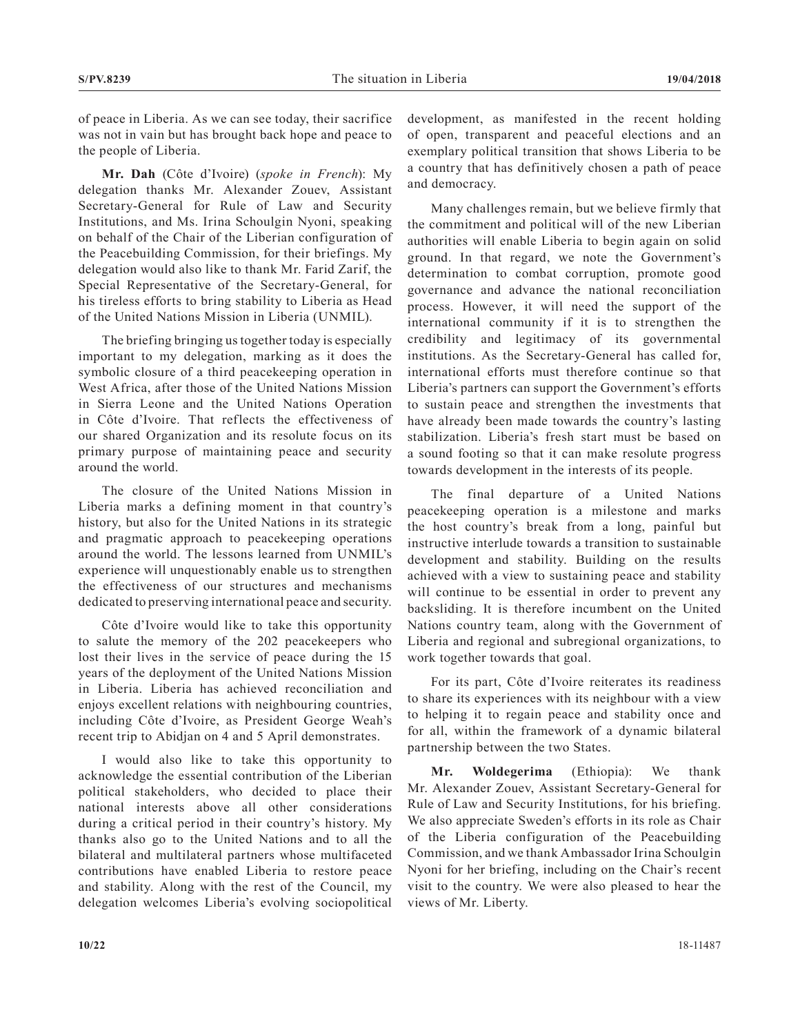of peace in Liberia. As we can see today, their sacrifice was not in vain but has brought back hope and peace to the people of Liberia.

**Mr. Dah** (Côte d'Ivoire) (*spoke in French*): My delegation thanks Mr. Alexander Zouev, Assistant Secretary-General for Rule of Law and Security Institutions, and Ms. Irina Schoulgin Nyoni, speaking on behalf of the Chair of the Liberian configuration of the Peacebuilding Commission, for their briefings. My delegation would also like to thank Mr. Farid Zarif, the Special Representative of the Secretary-General, for his tireless efforts to bring stability to Liberia as Head of the United Nations Mission in Liberia (UNMIL).

The briefing bringing us together today is especially important to my delegation, marking as it does the symbolic closure of a third peacekeeping operation in West Africa, after those of the United Nations Mission in Sierra Leone and the United Nations Operation in Côte d'Ivoire. That reflects the effectiveness of our shared Organization and its resolute focus on its primary purpose of maintaining peace and security around the world.

The closure of the United Nations Mission in Liberia marks a defining moment in that country's history, but also for the United Nations in its strategic and pragmatic approach to peacekeeping operations around the world. The lessons learned from UNMIL's experience will unquestionably enable us to strengthen the effectiveness of our structures and mechanisms dedicated to preserving international peace and security.

Côte d'Ivoire would like to take this opportunity to salute the memory of the 202 peacekeepers who lost their lives in the service of peace during the 15 years of the deployment of the United Nations Mission in Liberia. Liberia has achieved reconciliation and enjoys excellent relations with neighbouring countries, including Côte d'Ivoire, as President George Weah's recent trip to Abidjan on 4 and 5 April demonstrates.

I would also like to take this opportunity to acknowledge the essential contribution of the Liberian political stakeholders, who decided to place their national interests above all other considerations during a critical period in their country's history. My thanks also go to the United Nations and to all the bilateral and multilateral partners whose multifaceted contributions have enabled Liberia to restore peace and stability. Along with the rest of the Council, my delegation welcomes Liberia's evolving sociopolitical development, as manifested in the recent holding of open, transparent and peaceful elections and an exemplary political transition that shows Liberia to be a country that has definitively chosen a path of peace and democracy.

Many challenges remain, but we believe firmly that the commitment and political will of the new Liberian authorities will enable Liberia to begin again on solid ground. In that regard, we note the Government's determination to combat corruption, promote good governance and advance the national reconciliation process. However, it will need the support of the international community if it is to strengthen the credibility and legitimacy of its governmental institutions. As the Secretary-General has called for, international efforts must therefore continue so that Liberia's partners can support the Government's efforts to sustain peace and strengthen the investments that have already been made towards the country's lasting stabilization. Liberia's fresh start must be based on a sound footing so that it can make resolute progress towards development in the interests of its people.

The final departure of a United Nations peacekeeping operation is a milestone and marks the host country's break from a long, painful but instructive interlude towards a transition to sustainable development and stability. Building on the results achieved with a view to sustaining peace and stability will continue to be essential in order to prevent any backsliding. It is therefore incumbent on the United Nations country team, along with the Government of Liberia and regional and subregional organizations, to work together towards that goal.

For its part, Côte d'Ivoire reiterates its readiness to share its experiences with its neighbour with a view to helping it to regain peace and stability once and for all, within the framework of a dynamic bilateral partnership between the two States.

**Mr. Woldegerima** (Ethiopia): We thank Mr. Alexander Zouev, Assistant Secretary-General for Rule of Law and Security Institutions, for his briefing. We also appreciate Sweden's efforts in its role as Chair of the Liberia configuration of the Peacebuilding Commission, and we thank Ambassador Irina Schoulgin Nyoni for her briefing, including on the Chair's recent visit to the country. We were also pleased to hear the views of Mr. Liberty.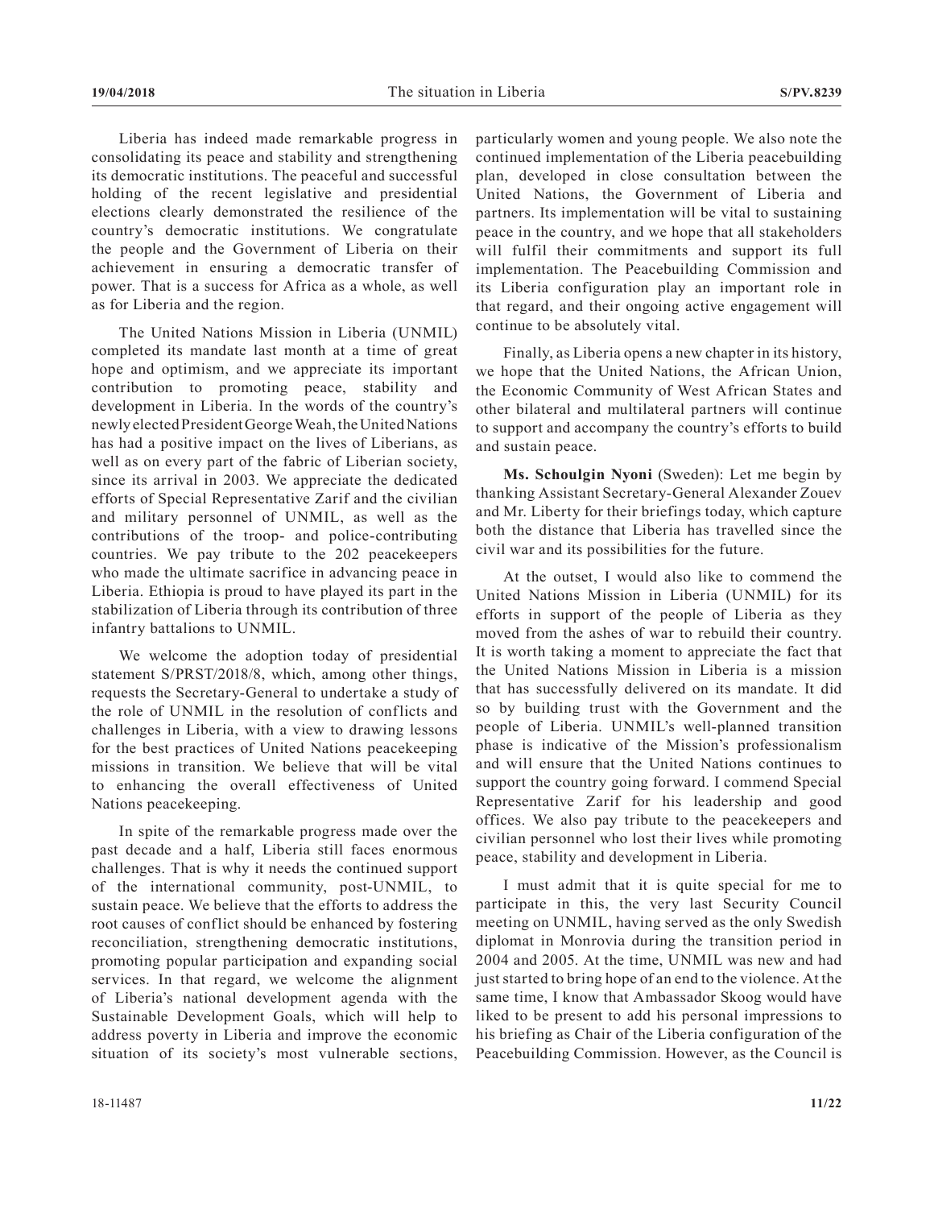Liberia has indeed made remarkable progress in consolidating its peace and stability and strengthening its democratic institutions. The peaceful and successful holding of the recent legislative and presidential elections clearly demonstrated the resilience of the country's democratic institutions. We congratulate the people and the Government of Liberia on their achievement in ensuring a democratic transfer of power. That is a success for Africa as a whole, as well as for Liberia and the region.

The United Nations Mission in Liberia (UNMIL) completed its mandate last month at a time of great hope and optimism, and we appreciate its important contribution to promoting peace, stability and development in Liberia. In the words of the country's newly elected President George Weah, the United Nations has had a positive impact on the lives of Liberians, as well as on every part of the fabric of Liberian society, since its arrival in 2003. We appreciate the dedicated efforts of Special Representative Zarif and the civilian and military personnel of UNMIL, as well as the contributions of the troop- and police-contributing countries. We pay tribute to the 202 peacekeepers who made the ultimate sacrifice in advancing peace in Liberia. Ethiopia is proud to have played its part in the stabilization of Liberia through its contribution of three infantry battalions to UNMIL.

We welcome the adoption today of presidential statement S/PRST/2018/8, which, among other things, requests the Secretary-General to undertake a study of the role of UNMIL in the resolution of conflicts and challenges in Liberia, with a view to drawing lessons for the best practices of United Nations peacekeeping missions in transition. We believe that will be vital to enhancing the overall effectiveness of United Nations peacekeeping.

In spite of the remarkable progress made over the past decade and a half, Liberia still faces enormous challenges. That is why it needs the continued support of the international community, post-UNMIL, to sustain peace. We believe that the efforts to address the root causes of conflict should be enhanced by fostering reconciliation, strengthening democratic institutions, promoting popular participation and expanding social services. In that regard, we welcome the alignment of Liberia's national development agenda with the Sustainable Development Goals, which will help to address poverty in Liberia and improve the economic situation of its society's most vulnerable sections, particularly women and young people. We also note the continued implementation of the Liberia peacebuilding plan, developed in close consultation between the United Nations, the Government of Liberia and partners. Its implementation will be vital to sustaining peace in the country, and we hope that all stakeholders will fulfil their commitments and support its full implementation. The Peacebuilding Commission and its Liberia configuration play an important role in that regard, and their ongoing active engagement will continue to be absolutely vital.

Finally, as Liberia opens a new chapter in its history, we hope that the United Nations, the African Union, the Economic Community of West African States and other bilateral and multilateral partners will continue to support and accompany the country's efforts to build and sustain peace.

**Ms. Schoulgin Nyoni** (Sweden): Let me begin by thanking Assistant Secretary-General Alexander Zouev and Mr. Liberty for their briefings today, which capture both the distance that Liberia has travelled since the civil war and its possibilities for the future.

At the outset, I would also like to commend the United Nations Mission in Liberia (UNMIL) for its efforts in support of the people of Liberia as they moved from the ashes of war to rebuild their country. It is worth taking a moment to appreciate the fact that the United Nations Mission in Liberia is a mission that has successfully delivered on its mandate. It did so by building trust with the Government and the people of Liberia. UNMIL's well-planned transition phase is indicative of the Mission's professionalism and will ensure that the United Nations continues to support the country going forward. I commend Special Representative Zarif for his leadership and good offices. We also pay tribute to the peacekeepers and civilian personnel who lost their lives while promoting peace, stability and development in Liberia.

I must admit that it is quite special for me to participate in this, the very last Security Council meeting on UNMIL, having served as the only Swedish diplomat in Monrovia during the transition period in 2004 and 2005. At the time, UNMIL was new and had just started to bring hope of an end to the violence. At the same time, I know that Ambassador Skoog would have liked to be present to add his personal impressions to his briefing as Chair of the Liberia configuration of the Peacebuilding Commission. However, as the Council is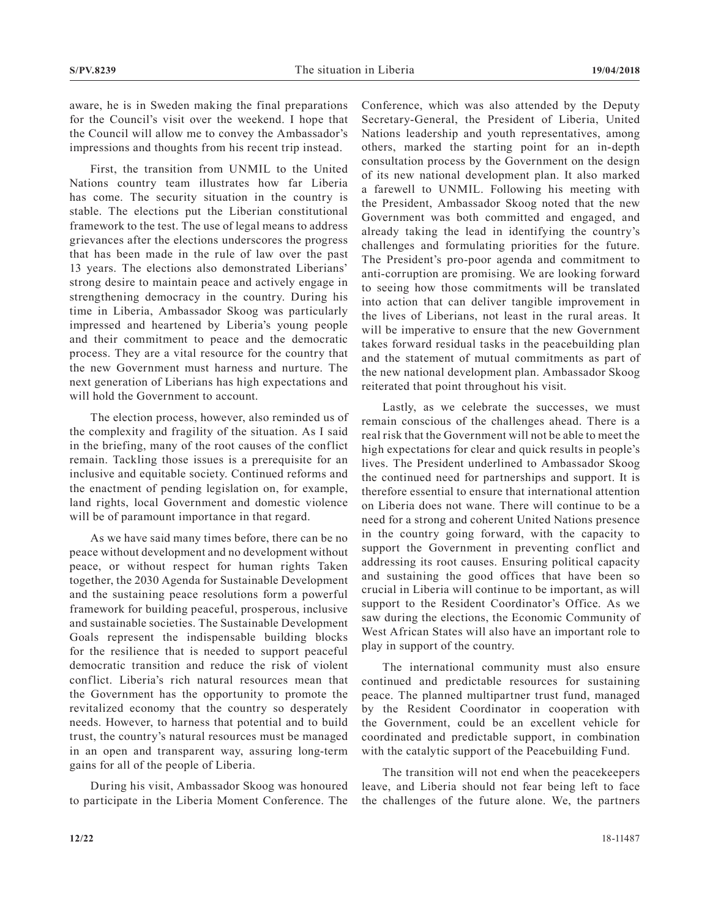aware, he is in Sweden making the final preparations for the Council's visit over the weekend. I hope that the Council will allow me to convey the Ambassador's impressions and thoughts from his recent trip instead.

First, the transition from UNMIL to the United Nations country team illustrates how far Liberia has come. The security situation in the country is stable. The elections put the Liberian constitutional framework to the test. The use of legal means to address grievances after the elections underscores the progress that has been made in the rule of law over the past 13 years. The elections also demonstrated Liberians' strong desire to maintain peace and actively engage in strengthening democracy in the country. During his time in Liberia, Ambassador Skoog was particularly impressed and heartened by Liberia's young people and their commitment to peace and the democratic process. They are a vital resource for the country that the new Government must harness and nurture. The next generation of Liberians has high expectations and will hold the Government to account.

The election process, however, also reminded us of the complexity and fragility of the situation. As I said in the briefing, many of the root causes of the conflict remain. Tackling those issues is a prerequisite for an inclusive and equitable society. Continued reforms and the enactment of pending legislation on, for example, land rights, local Government and domestic violence will be of paramount importance in that regard.

As we have said many times before, there can be no peace without development and no development without peace, or without respect for human rights Taken together, the 2030 Agenda for Sustainable Development and the sustaining peace resolutions form a powerful framework for building peaceful, prosperous, inclusive and sustainable societies. The Sustainable Development Goals represent the indispensable building blocks for the resilience that is needed to support peaceful democratic transition and reduce the risk of violent conflict. Liberia's rich natural resources mean that the Government has the opportunity to promote the revitalized economy that the country so desperately needs. However, to harness that potential and to build trust, the country's natural resources must be managed in an open and transparent way, assuring long-term gains for all of the people of Liberia.

During his visit, Ambassador Skoog was honoured to participate in the Liberia Moment Conference. The Conference, which was also attended by the Deputy Secretary-General, the President of Liberia, United Nations leadership and youth representatives, among others, marked the starting point for an in-depth consultation process by the Government on the design of its new national development plan. It also marked a farewell to UNMIL. Following his meeting with the President, Ambassador Skoog noted that the new Government was both committed and engaged, and already taking the lead in identifying the country's challenges and formulating priorities for the future. The President's pro-poor agenda and commitment to anti-corruption are promising. We are looking forward to seeing how those commitments will be translated into action that can deliver tangible improvement in the lives of Liberians, not least in the rural areas. It will be imperative to ensure that the new Government takes forward residual tasks in the peacebuilding plan and the statement of mutual commitments as part of the new national development plan. Ambassador Skoog reiterated that point throughout his visit.

Lastly, as we celebrate the successes, we must remain conscious of the challenges ahead. There is a real risk that the Government will not be able to meet the high expectations for clear and quick results in people's lives. The President underlined to Ambassador Skoog the continued need for partnerships and support. It is therefore essential to ensure that international attention on Liberia does not wane. There will continue to be a need for a strong and coherent United Nations presence in the country going forward, with the capacity to support the Government in preventing conflict and addressing its root causes. Ensuring political capacity and sustaining the good offices that have been so crucial in Liberia will continue to be important, as will support to the Resident Coordinator's Office. As we saw during the elections, the Economic Community of West African States will also have an important role to play in support of the country.

The international community must also ensure continued and predictable resources for sustaining peace. The planned multipartner trust fund, managed by the Resident Coordinator in cooperation with the Government, could be an excellent vehicle for coordinated and predictable support, in combination with the catalytic support of the Peacebuilding Fund.

The transition will not end when the peacekeepers leave, and Liberia should not fear being left to face the challenges of the future alone. We, the partners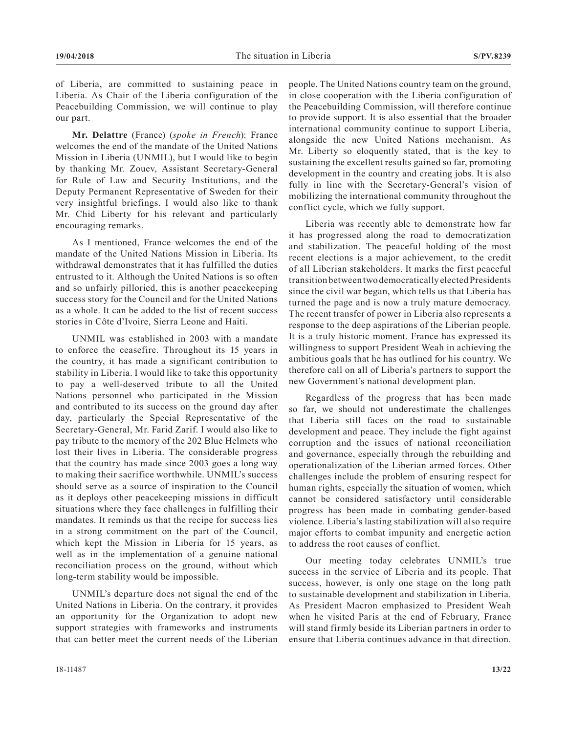of Liberia, are committed to sustaining peace in Liberia. As Chair of the Liberia configuration of the Peacebuilding Commission, we will continue to play our part.

**Mr. Delattre** (France) (*spoke in French*): France welcomes the end of the mandate of the United Nations Mission in Liberia (UNMIL), but I would like to begin by thanking Mr. Zouev, Assistant Secretary-General for Rule of Law and Security Institutions, and the Deputy Permanent Representative of Sweden for their very insightful briefings. I would also like to thank Mr. Chid Liberty for his relevant and particularly encouraging remarks.

As I mentioned, France welcomes the end of the mandate of the United Nations Mission in Liberia. Its withdrawal demonstrates that it has fulfilled the duties entrusted to it. Although the United Nations is so often and so unfairly pilloried, this is another peacekeeping success story for the Council and for the United Nations as a whole. It can be added to the list of recent success stories in Côte d'Ivoire, Sierra Leone and Haiti.

UNMIL was established in 2003 with a mandate to enforce the ceasefire. Throughout its 15 years in the country, it has made a significant contribution to stability in Liberia. I would like to take this opportunity to pay a well-deserved tribute to all the United Nations personnel who participated in the Mission and contributed to its success on the ground day after day, particularly the Special Representative of the Secretary-General, Mr. Farid Zarif. I would also like to pay tribute to the memory of the 202 Blue Helmets who lost their lives in Liberia. The considerable progress that the country has made since 2003 goes a long way to making their sacrifice worthwhile. UNMIL's success should serve as a source of inspiration to the Council as it deploys other peacekeeping missions in difficult situations where they face challenges in fulfilling their mandates. It reminds us that the recipe for success lies in a strong commitment on the part of the Council, which kept the Mission in Liberia for 15 years, as well as in the implementation of a genuine national reconciliation process on the ground, without which long-term stability would be impossible.

UNMIL's departure does not signal the end of the United Nations in Liberia. On the contrary, it provides an opportunity for the Organization to adopt new support strategies with frameworks and instruments that can better meet the current needs of the Liberian people. The United Nations country team on the ground, in close cooperation with the Liberia configuration of the Peacebuilding Commission, will therefore continue to provide support. It is also essential that the broader international community continue to support Liberia, alongside the new United Nations mechanism. As Mr. Liberty so eloquently stated, that is the key to sustaining the excellent results gained so far, promoting development in the country and creating jobs. It is also fully in line with the Secretary-General's vision of mobilizing the international community throughout the conflict cycle, which we fully support.

Liberia was recently able to demonstrate how far it has progressed along the road to democratization and stabilization. The peaceful holding of the most recent elections is a major achievement, to the credit of all Liberian stakeholders. It marks the first peaceful transition between two democratically elected Presidents since the civil war began, which tells us that Liberia has turned the page and is now a truly mature democracy. The recent transfer of power in Liberia also represents a response to the deep aspirations of the Liberian people. It is a truly historic moment. France has expressed its willingness to support President Weah in achieving the ambitious goals that he has outlined for his country. We therefore call on all of Liberia's partners to support the new Government's national development plan.

Regardless of the progress that has been made so far, we should not underestimate the challenges that Liberia still faces on the road to sustainable development and peace. They include the fight against corruption and the issues of national reconciliation and governance, especially through the rebuilding and operationalization of the Liberian armed forces. Other challenges include the problem of ensuring respect for human rights, especially the situation of women, which cannot be considered satisfactory until considerable progress has been made in combating gender-based violence. Liberia's lasting stabilization will also require major efforts to combat impunity and energetic action to address the root causes of conflict.

Our meeting today celebrates UNMIL's true success in the service of Liberia and its people. That success, however, is only one stage on the long path to sustainable development and stabilization in Liberia. As President Macron emphasized to President Weah when he visited Paris at the end of February, France will stand firmly beside its Liberian partners in order to ensure that Liberia continues advance in that direction.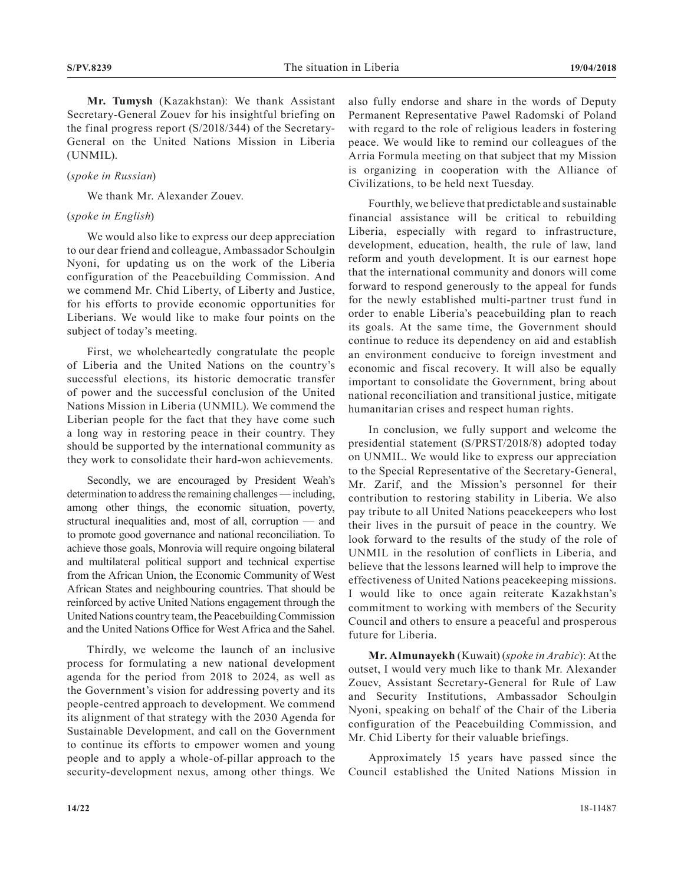**Mr. Tumysh** (Kazakhstan): We thank Assistant Secretary-General Zouev for his insightful briefing on the final progress report (S/2018/344) of the Secretary-General on the United Nations Mission in Liberia (UNMIL).

(*spoke in Russian*)

We thank Mr. Alexander Zouev.

(*spoke in English*)

We would also like to express our deep appreciation to our dear friend and colleague, Ambassador Schoulgin Nyoni, for updating us on the work of the Liberia configuration of the Peacebuilding Commission. And we commend Mr. Chid Liberty, of Liberty and Justice, for his efforts to provide economic opportunities for Liberians. We would like to make four points on the subject of today's meeting.

First, we wholeheartedly congratulate the people of Liberia and the United Nations on the country's successful elections, its historic democratic transfer of power and the successful conclusion of the United Nations Mission in Liberia (UNMIL). We commend the Liberian people for the fact that they have come such a long way in restoring peace in their country. They should be supported by the international community as they work to consolidate their hard-won achievements.

Secondly, we are encouraged by President Weah's determination to address the remaining challenges — including, among other things, the economic situation, poverty, structural inequalities and, most of all, corruption — and to promote good governance and national reconciliation. To achieve those goals, Monrovia will require ongoing bilateral and multilateral political support and technical expertise from the African Union, the Economic Community of West African States and neighbouring countries. That should be reinforced by active United Nations engagement through the United Nations country team, the Peacebuilding Commission and the United Nations Office for West Africa and the Sahel.

Thirdly, we welcome the launch of an inclusive process for formulating a new national development agenda for the period from 2018 to 2024, as well as the Government's vision for addressing poverty and its people-centred approach to development. We commend its alignment of that strategy with the 2030 Agenda for Sustainable Development, and call on the Government to continue its efforts to empower women and young people and to apply a whole-of-pillar approach to the security-development nexus, among other things. We also fully endorse and share in the words of Deputy Permanent Representative Pawel Radomski of Poland with regard to the role of religious leaders in fostering peace. We would like to remind our colleagues of the Arria Formula meeting on that subject that my Mission is organizing in cooperation with the Alliance of Civilizations, to be held next Tuesday.

Fourthly, we believe that predictable and sustainable financial assistance will be critical to rebuilding Liberia, especially with regard to infrastructure, development, education, health, the rule of law, land reform and youth development. It is our earnest hope that the international community and donors will come forward to respond generously to the appeal for funds for the newly established multi-partner trust fund in order to enable Liberia's peacebuilding plan to reach its goals. At the same time, the Government should continue to reduce its dependency on aid and establish an environment conducive to foreign investment and economic and fiscal recovery. It will also be equally important to consolidate the Government, bring about national reconciliation and transitional justice, mitigate humanitarian crises and respect human rights.

In conclusion, we fully support and welcome the presidential statement (S/PRST/2018/8) adopted today on UNMIL. We would like to express our appreciation to the Special Representative of the Secretary-General, Mr. Zarif, and the Mission's personnel for their contribution to restoring stability in Liberia. We also pay tribute to all United Nations peacekeepers who lost their lives in the pursuit of peace in the country. We look forward to the results of the study of the role of UNMIL in the resolution of conflicts in Liberia, and believe that the lessons learned will help to improve the effectiveness of United Nations peacekeeping missions. I would like to once again reiterate Kazakhstan's commitment to working with members of the Security Council and others to ensure a peaceful and prosperous future for Liberia.

**Mr. Almunayekh** (Kuwait) (*spoke in Arabic*): At the outset, I would very much like to thank Mr. Alexander Zouev, Assistant Secretary-General for Rule of Law and Security Institutions, Ambassador Schoulgin Nyoni, speaking on behalf of the Chair of the Liberia configuration of the Peacebuilding Commission, and Mr. Chid Liberty for their valuable briefings.

Approximately 15 years have passed since the Council established the United Nations Mission in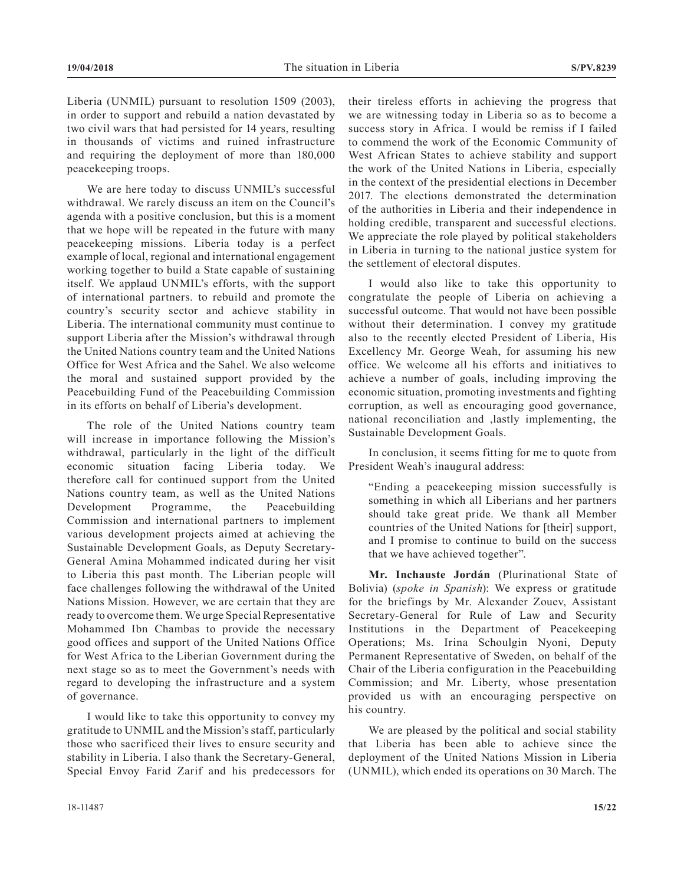Liberia (UNMIL) pursuant to resolution 1509 (2003), in order to support and rebuild a nation devastated by two civil wars that had persisted for 14 years, resulting in thousands of victims and ruined infrastructure and requiring the deployment of more than 180,000 peacekeeping troops.

We are here today to discuss UNMIL's successful withdrawal. We rarely discuss an item on the Council's agenda with a positive conclusion, but this is a moment that we hope will be repeated in the future with many peacekeeping missions. Liberia today is a perfect example of local, regional and international engagement working together to build a State capable of sustaining itself. We applaud UNMIL's efforts, with the support of international partners. to rebuild and promote the country's security sector and achieve stability in Liberia. The international community must continue to support Liberia after the Mission's withdrawal through the United Nations country team and the United Nations Office for West Africa and the Sahel. We also welcome the moral and sustained support provided by the Peacebuilding Fund of the Peacebuilding Commission in its efforts on behalf of Liberia's development.

The role of the United Nations country team will increase in importance following the Mission's withdrawal, particularly in the light of the difficult economic situation facing Liberia today. We therefore call for continued support from the United Nations country team, as well as the United Nations Development Programme, the Peacebuilding Commission and international partners to implement various development projects aimed at achieving the Sustainable Development Goals, as Deputy Secretary-General Amina Mohammed indicated during her visit to Liberia this past month. The Liberian people will face challenges following the withdrawal of the United Nations Mission. However, we are certain that they are ready to overcome them. We urge Special Representative Mohammed Ibn Chambas to provide the necessary good offices and support of the United Nations Office for West Africa to the Liberian Government during the next stage so as to meet the Government's needs with regard to developing the infrastructure and a system of governance.

I would like to take this opportunity to convey my gratitude to UNMIL and the Mission's staff, particularly those who sacrificed their lives to ensure security and stability in Liberia. I also thank the Secretary-General, Special Envoy Farid Zarif and his predecessors for their tireless efforts in achieving the progress that we are witnessing today in Liberia so as to become a success story in Africa. I would be remiss if I failed to commend the work of the Economic Community of West African States to achieve stability and support the work of the United Nations in Liberia, especially in the context of the presidential elections in December 2017. The elections demonstrated the determination of the authorities in Liberia and their independence in holding credible, transparent and successful elections. We appreciate the role played by political stakeholders in Liberia in turning to the national justice system for the settlement of electoral disputes.

I would also like to take this opportunity to congratulate the people of Liberia on achieving a successful outcome. That would not have been possible without their determination. I convey my gratitude also to the recently elected President of Liberia, His Excellency Mr. George Weah, for assuming his new office. We welcome all his efforts and initiatives to achieve a number of goals, including improving the economic situation, promoting investments and fighting corruption, as well as encouraging good governance, national reconciliation and ,lastly implementing, the Sustainable Development Goals.

In conclusion, it seems fitting for me to quote from President Weah's inaugural address:

> "Ending a peacekeeping mission successfully is something in which all Liberians and her partners should take great pride. We thank all Member countries of the United Nations for [their] support, and I promise to continue to build on the success that we have achieved together".

**Mr. Inchauste Jordán** (Plurinational State of Bolivia) (*spoke in Spanish*): We express or gratitude for the briefings by Mr. Alexander Zouev, Assistant Secretary-General for Rule of Law and Security Institutions in the Department of Peacekeeping Operations; Ms. Irina Schoulgin Nyoni, Deputy Permanent Representative of Sweden, on behalf of the Chair of the Liberia configuration in the Peacebuilding Commission; and Mr. Liberty, whose presentation provided us with an encouraging perspective on his country.

We are pleased by the political and social stability that Liberia has been able to achieve since the deployment of the United Nations Mission in Liberia (UNMIL), which ended its operations on 30 March. The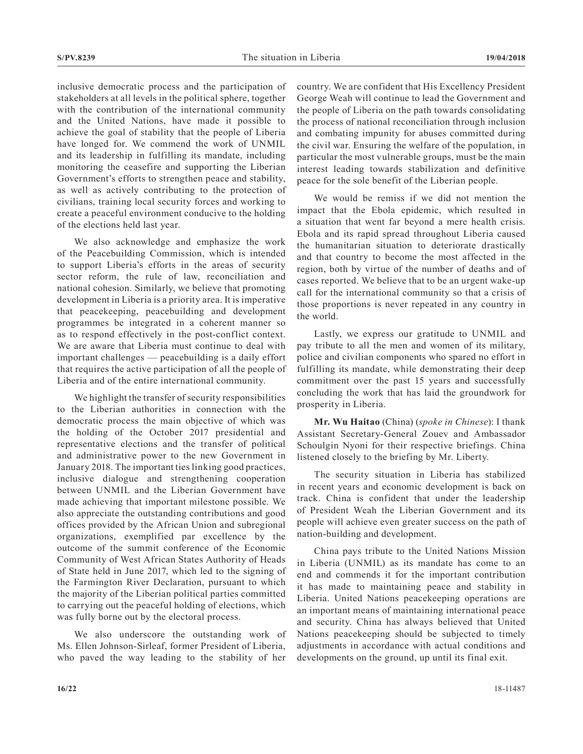inclusive democratic process and the participation of stakeholders at all levels in the political sphere, together with the contribution of the international community and the United Nations, have made it possible to achieve the goal of stability that the people of Liberia have longed for. We commend the work of UNMIL and its leadership in fulfilling its mandate, including monitoring the ceasefire and supporting the Liberian Government's efforts to strengthen peace and stability, as well as actively contributing to the protection of civilians, training local security forces and working to create a peaceful environment conducive to the holding of the elections held last year.

We also acknowledge and emphasize the work of the Peacebuilding Commission, which is intended to support Liberia's efforts in the areas of security sector reform, the rule of law, reconciliation and national cohesion. Similarly, we believe that promoting development in Liberia is a priority area. It is imperative that peacekeeping, peacebuilding and development programmes be integrated in a coherent manner so as to respond effectively in the post-conflict context. We are aware that Liberia must continue to deal with important challenges — peacebuilding is a daily effort that requires the active participation of all the people of Liberia and of the entire international community.

We highlight the transfer of security responsibilities to the Liberian authorities in connection with the democratic process the main objective of which was the holding of the October 2017 presidential and representative elections and the transfer of political and administrative power to the new Government in January 2018. The important ties linking good practices, inclusive dialogue and strengthening cooperation between UNMIL and the Liberian Government have made achieving that important milestone possible. We also appreciate the outstanding contributions and good offices provided by the African Union and subregional organizations, exemplified par excellence by the outcome of the summit conference of the Economic Community of West African States Authority of Heads of State held in June 2017, which led to the signing of the Farmington River Declaration, pursuant to which the majority of the Liberian political parties committed to carrying out the peaceful holding of elections, which was fully borne out by the electoral process.

We also underscore the outstanding work of Ms. Ellen Johnson-Sirleaf, former President of Liberia, who paved the way leading to the stability of her country. We are confident that His Excellency President George Weah will continue to lead the Government and the people of Liberia on the path towards consolidating the process of national reconciliation through inclusion and combating impunity for abuses committed during the civil war. Ensuring the welfare of the population, in particular the most vulnerable groups, must be the main interest leading towards stabilization and definitive peace for the sole benefit of the Liberian people.

We would be remiss if we did not mention the impact that the Ebola epidemic, which resulted in a situation that went far beyond a mere health crisis. Ebola and its rapid spread throughout Liberia caused the humanitarian situation to deteriorate drastically and that country to become the most affected in the region, both by virtue of the number of deaths and of cases reported. We believe that to be an urgent wake-up call for the international community so that a crisis of those proportions is never repeated in any country in the world.

Lastly, we express our gratitude to UNMIL and pay tribute to all the men and women of its military, police and civilian components who spared no effort in fulfilling its mandate, while demonstrating their deep commitment over the past 15 years and successfully concluding the work that has laid the groundwork for prosperity in Liberia.

**Mr. Wu Haitao** (China) (*spoke in Chinese*): I thank Assistant Secretary-General Zouev and Ambassador Schoulgin Nyoni for their respective briefings. China listened closely to the briefing by Mr. Liberty.

The security situation in Liberia has stabilized in recent years and economic development is back on track. China is confident that under the leadership of President Weah the Liberian Government and its people will achieve even greater success on the path of nation-building and development.

China pays tribute to the United Nations Mission in Liberia (UNMIL) as its mandate has come to an end and commends it for the important contribution it has made to maintaining peace and stability in Liberia. United Nations peacekeeping operations are an important means of maintaining international peace and security. China has always believed that United Nations peacekeeping should be subjected to timely adjustments in accordance with actual conditions and developments on the ground, up until its final exit.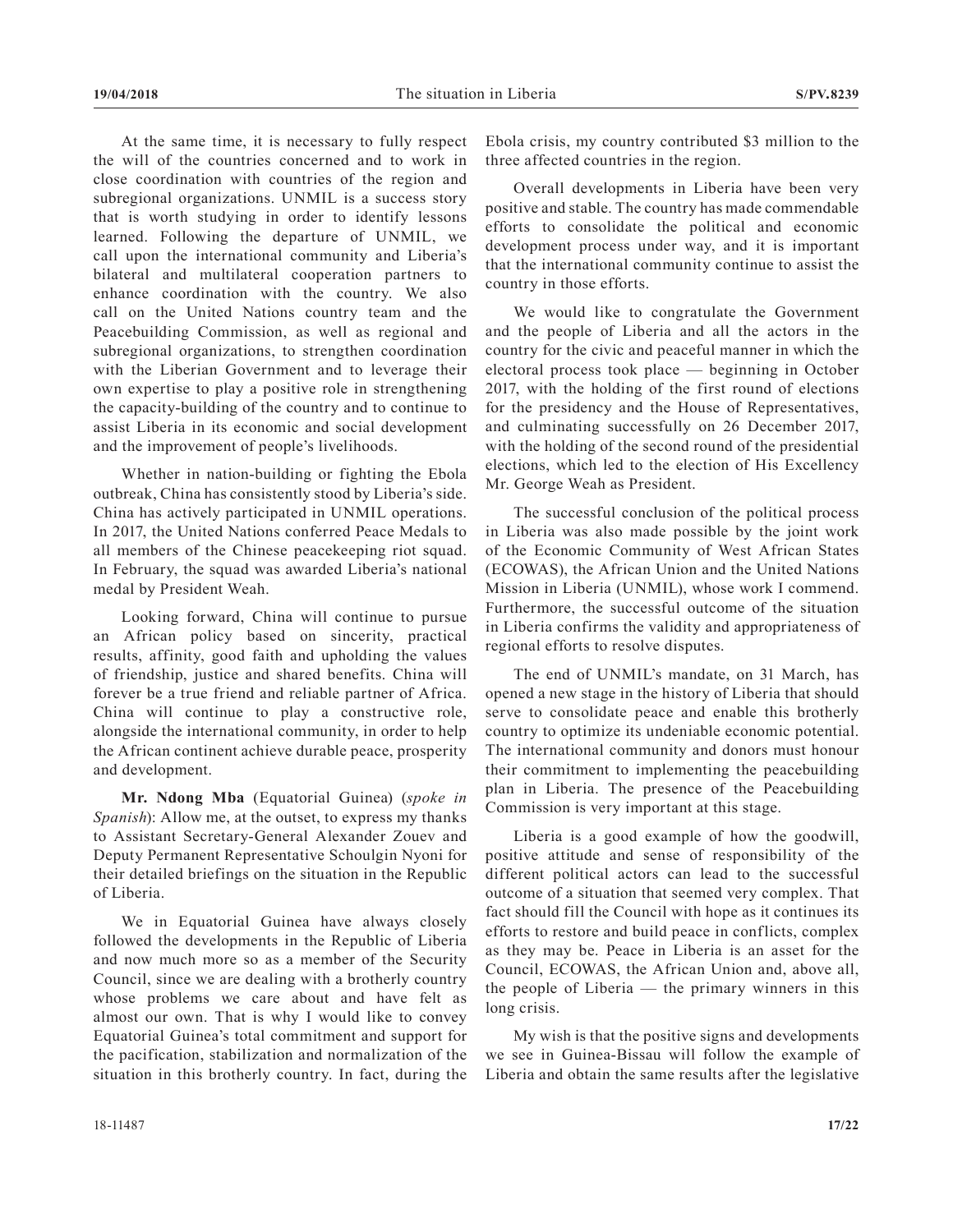At the same time, it is necessary to fully respect the will of the countries concerned and to work in close coordination with countries of the region and subregional organizations. UNMIL is a success story that is worth studying in order to identify lessons learned. Following the departure of UNMIL, we call upon the international community and Liberia's bilateral and multilateral cooperation partners to enhance coordination with the country. We also call on the United Nations country team and the Peacebuilding Commission, as well as regional and subregional organizations, to strengthen coordination with the Liberian Government and to leverage their own expertise to play a positive role in strengthening the capacity-building of the country and to continue to assist Liberia in its economic and social development and the improvement of people's livelihoods.

Whether in nation-building or fighting the Ebola outbreak, China has consistently stood by Liberia's side. China has actively participated in UNMIL operations. In 2017, the United Nations conferred Peace Medals to all members of the Chinese peacekeeping riot squad. In February, the squad was awarded Liberia's national medal by President Weah.

Looking forward, China will continue to pursue an African policy based on sincerity, practical results, affinity, good faith and upholding the values of friendship, justice and shared benefits. China will forever be a true friend and reliable partner of Africa. China will continue to play a constructive role, alongside the international community, in order to help the African continent achieve durable peace, prosperity and development.

**Mr. Ndong Mba** (Equatorial Guinea) (*spoke in Spanish*): Allow me, at the outset, to express my thanks to Assistant Secretary-General Alexander Zouev and Deputy Permanent Representative Schoulgin Nyoni for their detailed briefings on the situation in the Republic of Liberia.

We in Equatorial Guinea have always closely followed the developments in the Republic of Liberia and now much more so as a member of the Security Council, since we are dealing with a brotherly country whose problems we care about and have felt as almost our own. That is why I would like to convey Equatorial Guinea's total commitment and support for the pacification, stabilization and normalization of the situation in this brotherly country. In fact, during the Ebola crisis, my country contributed $3 million to the three affected countries in the region.

Overall developments in Liberia have been very positive and stable. The country has made commendable efforts to consolidate the political and economic development process under way, and it is important that the international community continue to assist the country in those efforts.

We would like to congratulate the Government and the people of Liberia and all the actors in the country for the civic and peaceful manner in which the electoral process took place — beginning in October 2017, with the holding of the first round of elections for the presidency and the House of Representatives, and culminating successfully on 26 December 2017, with the holding of the second round of the presidential elections, which led to the election of His Excellency Mr. George Weah as President.

The successful conclusion of the political process in Liberia was also made possible by the joint work of the Economic Community of West African States (ECOWAS), the African Union and the United Nations Mission in Liberia (UNMIL), whose work I commend. Furthermore, the successful outcome of the situation in Liberia confirms the validity and appropriateness of regional efforts to resolve disputes.

The end of UNMIL's mandate, on 31 March, has opened a new stage in the history of Liberia that should serve to consolidate peace and enable this brotherly country to optimize its undeniable economic potential. The international community and donors must honour their commitment to implementing the peacebuilding plan in Liberia. The presence of the Peacebuilding Commission is very important at this stage.

Liberia is a good example of how the goodwill, positive attitude and sense of responsibility of the different political actors can lead to the successful outcome of a situation that seemed very complex. That fact should fill the Council with hope as it continues its efforts to restore and build peace in conflicts, complex as they may be. Peace in Liberia is an asset for the Council, ECOWAS, the African Union and, above all, the people of Liberia — the primary winners in this long crisis.

My wish is that the positive signs and developments we see in Guinea-Bissau will follow the example of Liberia and obtain the same results after the legislative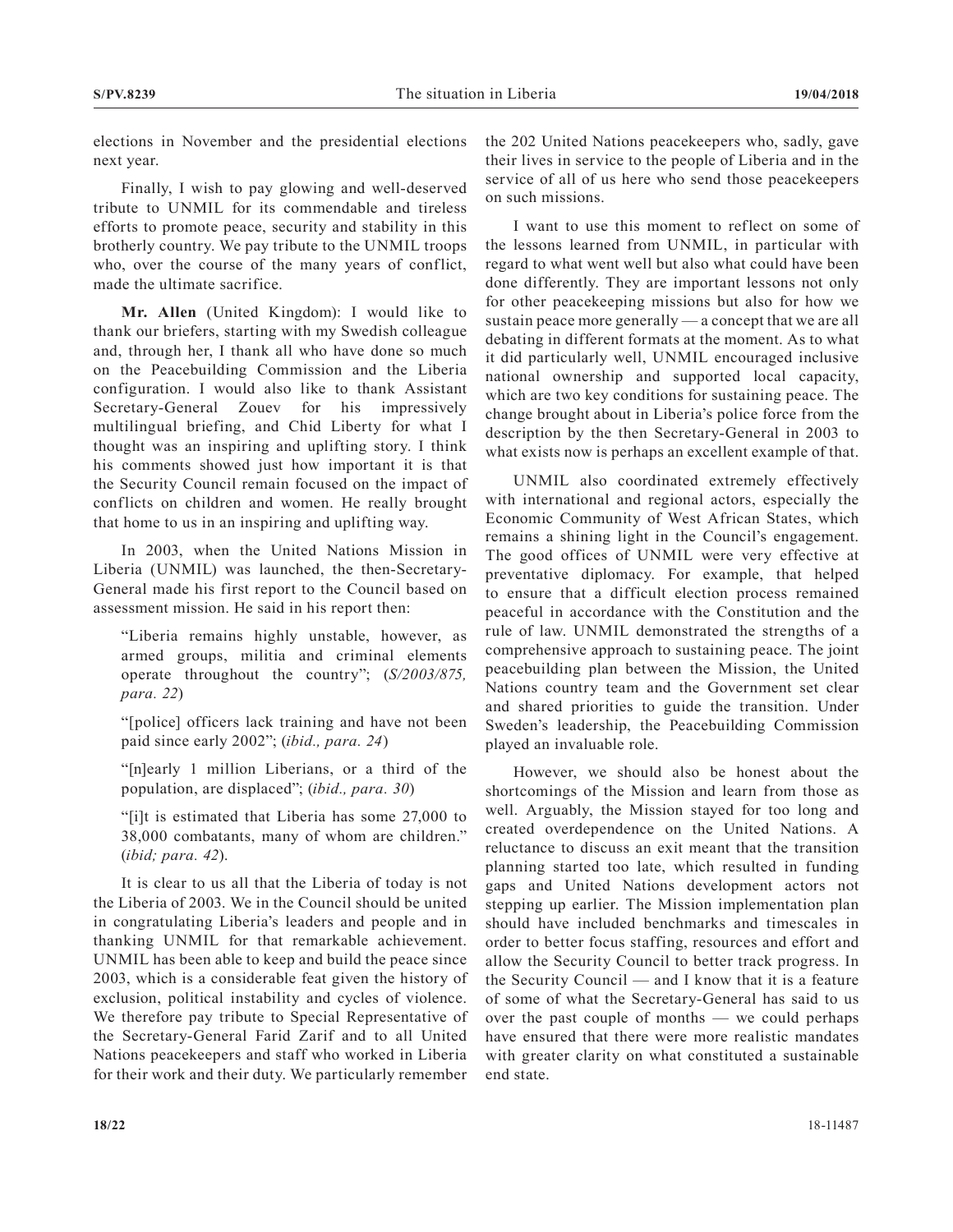elections in November and the presidential elections next year.

Finally, I wish to pay glowing and well-deserved tribute to UNMIL for its commendable and tireless efforts to promote peace, security and stability in this brotherly country. We pay tribute to the UNMIL troops who, over the course of the many years of conflict, made the ultimate sacrifice.

**Mr. Allen** (United Kingdom): I would like to thank our briefers, starting with my Swedish colleague and, through her, I thank all who have done so much on the Peacebuilding Commission and the Liberia configuration. I would also like to thank Assistant Secretary-General Zouev for his impressively multilingual briefing, and Chid Liberty for what I thought was an inspiring and uplifting story. I think his comments showed just how important it is that the Security Council remain focused on the impact of conflicts on children and women. He really brought that home to us in an inspiring and uplifting way.

In 2003, when the United Nations Mission in Liberia (UNMIL) was launched, the then-Secretary-General made his first report to the Council based on assessment mission. He said in his report then:

> "Liberia remains highly unstable, however, as armed groups, militia and criminal elements operate throughout the country"; (*S/2003/875, para. 22*)
>
> "[police] officers lack training and have not been paid since early 2002"; (*ibid., para. 24*)
>
> "[n]early 1 million Liberians, or a third of the population, are displaced"; (*ibid., para. 30*)
>
> "[i]t is estimated that Liberia has some 27,000 to 38,000 combatants, many of whom are children." (*ibid; para. 42*).

It is clear to us all that the Liberia of today is not the Liberia of 2003. We in the Council should be united in congratulating Liberia's leaders and people and in thanking UNMIL for that remarkable achievement. UNMIL has been able to keep and build the peace since 2003, which is a considerable feat given the history of exclusion, political instability and cycles of violence. We therefore pay tribute to Special Representative of the Secretary-General Farid Zarif and to all United Nations peacekeepers and staff who worked in Liberia for their work and their duty. We particularly remember the 202 United Nations peacekeepers who, sadly, gave their lives in service to the people of Liberia and in the service of all of us here who send those peacekeepers on such missions.

I want to use this moment to reflect on some of the lessons learned from UNMIL, in particular with regard to what went well but also what could have been done differently. They are important lessons not only for other peacekeeping missions but also for how we sustain peace more generally — a concept that we are all debating in different formats at the moment. As to what it did particularly well, UNMIL encouraged inclusive national ownership and supported local capacity, which are two key conditions for sustaining peace. The change brought about in Liberia's police force from the description by the then Secretary-General in 2003 to what exists now is perhaps an excellent example of that.

UNMIL also coordinated extremely effectively with international and regional actors, especially the Economic Community of West African States, which remains a shining light in the Council's engagement. The good offices of UNMIL were very effective at preventative diplomacy. For example, that helped to ensure that a difficult election process remained peaceful in accordance with the Constitution and the rule of law. UNMIL demonstrated the strengths of a comprehensive approach to sustaining peace. The joint peacebuilding plan between the Mission, the United Nations country team and the Government set clear and shared priorities to guide the transition. Under Sweden's leadership, the Peacebuilding Commission played an invaluable role.

However, we should also be honest about the shortcomings of the Mission and learn from those as well. Arguably, the Mission stayed for too long and created overdependence on the United Nations. A reluctance to discuss an exit meant that the transition planning started too late, which resulted in funding gaps and United Nations development actors not stepping up earlier. The Mission implementation plan should have included benchmarks and timescales in order to better focus staffing, resources and effort and allow the Security Council to better track progress. In the Security Council — and I know that it is a feature of some of what the Secretary-General has said to us over the past couple of months — we could perhaps have ensured that there were more realistic mandates with greater clarity on what constituted a sustainable end state.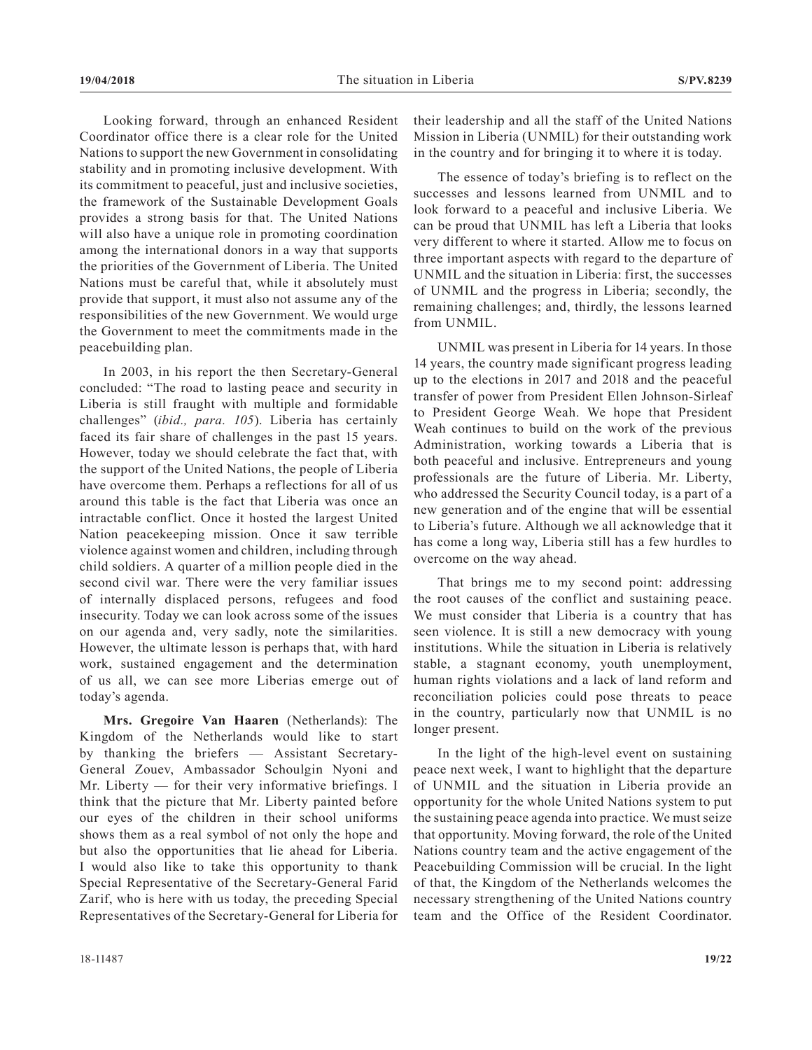Looking forward, through an enhanced Resident Coordinator office there is a clear role for the United Nations to support the new Government in consolidating stability and in promoting inclusive development. With its commitment to peaceful, just and inclusive societies, the framework of the Sustainable Development Goals provides a strong basis for that. The United Nations will also have a unique role in promoting coordination among the international donors in a way that supports the priorities of the Government of Liberia. The United Nations must be careful that, while it absolutely must provide that support, it must also not assume any of the responsibilities of the new Government. We would urge the Government to meet the commitments made in the peacebuilding plan.

In 2003, in his report the then Secretary-General concluded: "The road to lasting peace and security in Liberia is still fraught with multiple and formidable challenges" (*ibid., para. 105*). Liberia has certainly faced its fair share of challenges in the past 15 years. However, today we should celebrate the fact that, with the support of the United Nations, the people of Liberia have overcome them. Perhaps a reflections for all of us around this table is the fact that Liberia was once an intractable conflict. Once it hosted the largest United Nation peacekeeping mission. Once it saw terrible violence against women and children, including through child soldiers. A quarter of a million people died in the second civil war. There were the very familiar issues of internally displaced persons, refugees and food insecurity. Today we can look across some of the issues on our agenda and, very sadly, note the similarities. However, the ultimate lesson is perhaps that, with hard work, sustained engagement and the determination of us all, we can see more Liberias emerge out of today's agenda.

**Mrs. Gregoire Van Haaren** (Netherlands): The Kingdom of the Netherlands would like to start by thanking the briefers — Assistant Secretary-General Zouev, Ambassador Schoulgin Nyoni and Mr. Liberty — for their very informative briefings. I think that the picture that Mr. Liberty painted before our eyes of the children in their school uniforms shows them as a real symbol of not only the hope and but also the opportunities that lie ahead for Liberia. I would also like to take this opportunity to thank Special Representative of the Secretary-General Farid Zarif, who is here with us today, the preceding Special Representatives of the Secretary-General for Liberia for their leadership and all the staff of the United Nations Mission in Liberia (UNMIL) for their outstanding work in the country and for bringing it to where it is today.

The essence of today's briefing is to reflect on the successes and lessons learned from UNMIL and to look forward to a peaceful and inclusive Liberia. We can be proud that UNMIL has left a Liberia that looks very different to where it started. Allow me to focus on three important aspects with regard to the departure of UNMIL and the situation in Liberia: first, the successes of UNMIL and the progress in Liberia; secondly, the remaining challenges; and, thirdly, the lessons learned from UNMIL.

UNMIL was present in Liberia for 14 years. In those 14 years, the country made significant progress leading up to the elections in 2017 and 2018 and the peaceful transfer of power from President Ellen Johnson-Sirleaf to President George Weah. We hope that President Weah continues to build on the work of the previous Administration, working towards a Liberia that is both peaceful and inclusive. Entrepreneurs and young professionals are the future of Liberia. Mr. Liberty, who addressed the Security Council today, is a part of a new generation and of the engine that will be essential to Liberia's future. Although we all acknowledge that it has come a long way, Liberia still has a few hurdles to overcome on the way ahead.

That brings me to my second point: addressing the root causes of the conflict and sustaining peace. We must consider that Liberia is a country that has seen violence. It is still a new democracy with young institutions. While the situation in Liberia is relatively stable, a stagnant economy, youth unemployment, human rights violations and a lack of land reform and reconciliation policies could pose threats to peace in the country, particularly now that UNMIL is no longer present.

In the light of the high-level event on sustaining peace next week, I want to highlight that the departure of UNMIL and the situation in Liberia provide an opportunity for the whole United Nations system to put the sustaining peace agenda into practice. We must seize that opportunity. Moving forward, the role of the United Nations country team and the active engagement of the Peacebuilding Commission will be crucial. In the light of that, the Kingdom of the Netherlands welcomes the necessary strengthening of the United Nations country team and the Office of the Resident Coordinator.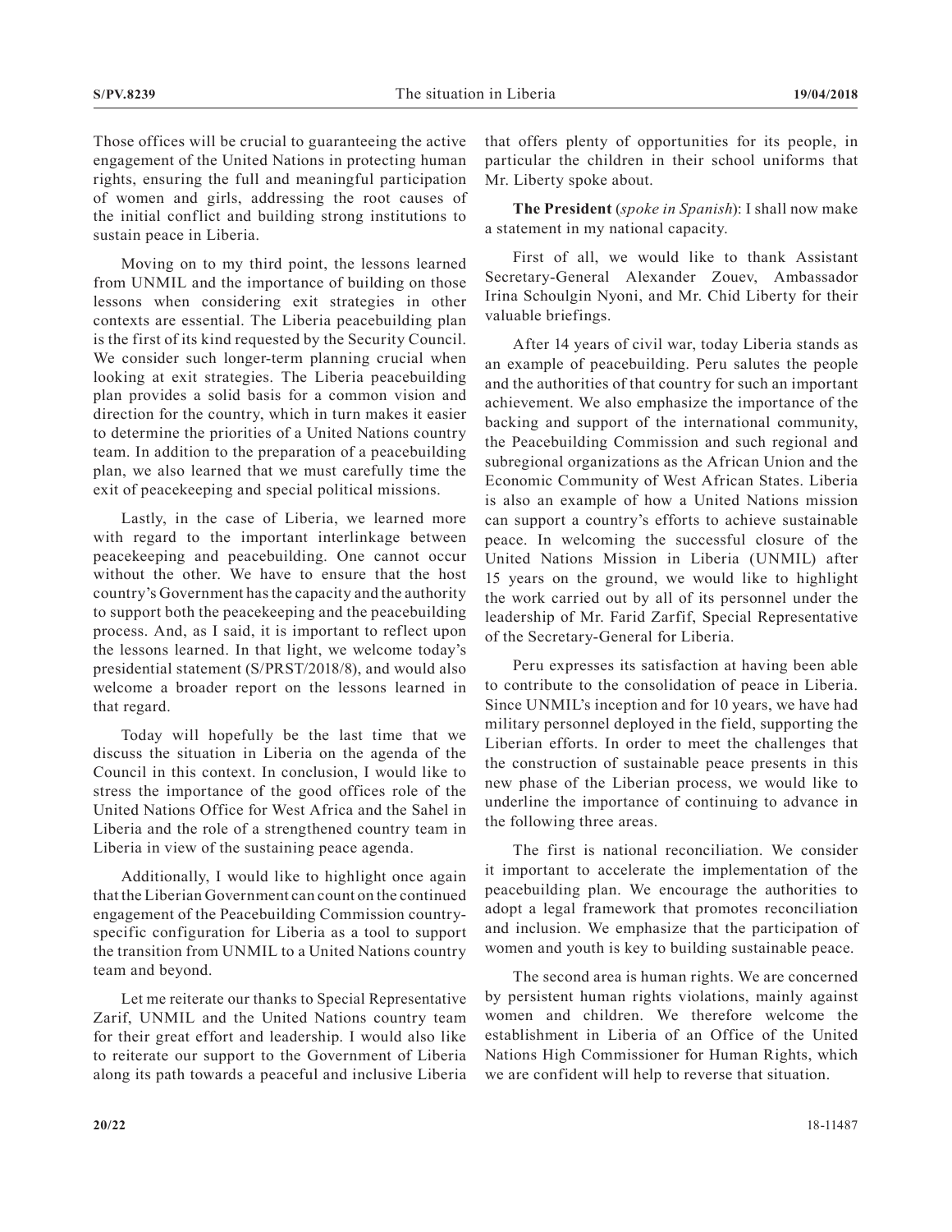Those offices will be crucial to guaranteeing the active engagement of the United Nations in protecting human rights, ensuring the full and meaningful participation of women and girls, addressing the root causes of the initial conflict and building strong institutions to sustain peace in Liberia.

Moving on to my third point, the lessons learned from UNMIL and the importance of building on those lessons when considering exit strategies in other contexts are essential. The Liberia peacebuilding plan is the first of its kind requested by the Security Council. We consider such longer-term planning crucial when looking at exit strategies. The Liberia peacebuilding plan provides a solid basis for a common vision and direction for the country, which in turn makes it easier to determine the priorities of a United Nations country team. In addition to the preparation of a peacebuilding plan, we also learned that we must carefully time the exit of peacekeeping and special political missions.

Lastly, in the case of Liberia, we learned more with regard to the important interlinkage between peacekeeping and peacebuilding. One cannot occur without the other. We have to ensure that the host country's Government has the capacity and the authority to support both the peacekeeping and the peacebuilding process. And, as I said, it is important to reflect upon the lessons learned. In that light, we welcome today's presidential statement (S/PRST/2018/8), and would also welcome a broader report on the lessons learned in that regard.

Today will hopefully be the last time that we discuss the situation in Liberia on the agenda of the Council in this context. In conclusion, I would like to stress the importance of the good offices role of the United Nations Office for West Africa and the Sahel in Liberia and the role of a strengthened country team in Liberia in view of the sustaining peace agenda.

Additionally, I would like to highlight once again that the Liberian Government can count on the continued engagement of the Peacebuilding Commission country-specific configuration for Liberia as a tool to support the transition from UNMIL to a United Nations country team and beyond.

Let me reiterate our thanks to Special Representative Zarif, UNMIL and the United Nations country team for their great effort and leadership. I would also like to reiterate our support to the Government of Liberia along its path towards a peaceful and inclusive Liberia that offers plenty of opportunities for its people, in particular the children in their school uniforms that Mr. Liberty spoke about.

**The President** (*spoke in Spanish*): I shall now make a statement in my national capacity.

First of all, we would like to thank Assistant Secretary-General Alexander Zouev, Ambassador Irina Schoulgin Nyoni, and Mr. Chid Liberty for their valuable briefings.

After 14 years of civil war, today Liberia stands as an example of peacebuilding. Peru salutes the people and the authorities of that country for such an important achievement. We also emphasize the importance of the backing and support of the international community, the Peacebuilding Commission and such regional and subregional organizations as the African Union and the Economic Community of West African States. Liberia is also an example of how a United Nations mission can support a country's efforts to achieve sustainable peace. In welcoming the successful closure of the United Nations Mission in Liberia (UNMIL) after 15 years on the ground, we would like to highlight the work carried out by all of its personnel under the leadership of Mr. Farid Zarfif, Special Representative of the Secretary-General for Liberia.

Peru expresses its satisfaction at having been able to contribute to the consolidation of peace in Liberia. Since UNMIL's inception and for 10 years, we have had military personnel deployed in the field, supporting the Liberian efforts. In order to meet the challenges that the construction of sustainable peace presents in this new phase of the Liberian process, we would like to underline the importance of continuing to advance in the following three areas.

The first is national reconciliation. We consider it important to accelerate the implementation of the peacebuilding plan. We encourage the authorities to adopt a legal framework that promotes reconciliation and inclusion. We emphasize that the participation of women and youth is key to building sustainable peace.

The second area is human rights. We are concerned by persistent human rights violations, mainly against women and children. We therefore welcome the establishment in Liberia of an Office of the United Nations High Commissioner for Human Rights, which we are confident will help to reverse that situation.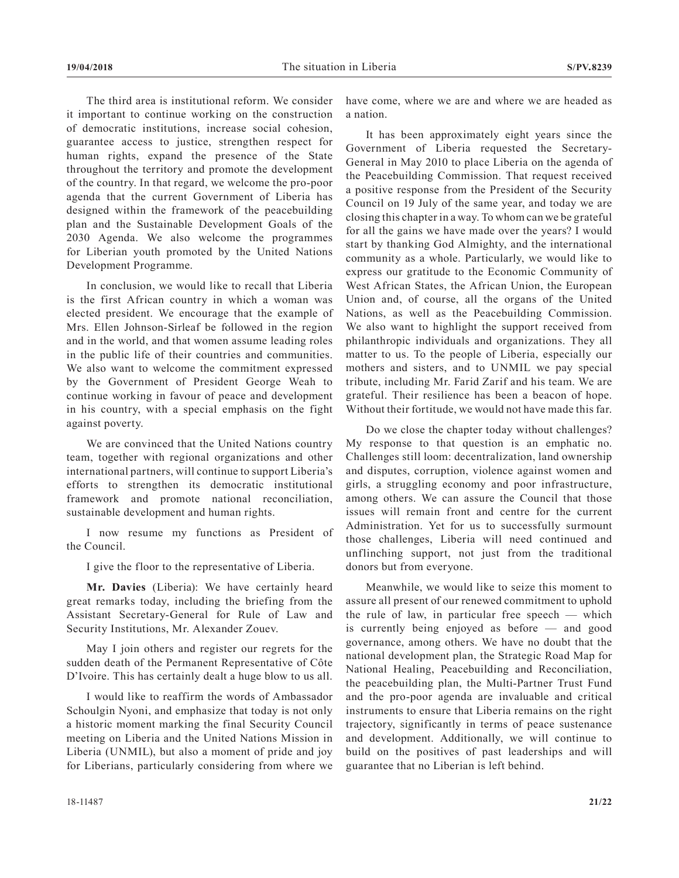The third area is institutional reform. We consider it important to continue working on the construction of democratic institutions, increase social cohesion, guarantee access to justice, strengthen respect for human rights, expand the presence of the State throughout the territory and promote the development of the country. In that regard, we welcome the pro-poor agenda that the current Government of Liberia has designed within the framework of the peacebuilding plan and the Sustainable Development Goals of the 2030 Agenda. We also welcome the programmes for Liberian youth promoted by the United Nations Development Programme.

In conclusion, we would like to recall that Liberia is the first African country in which a woman was elected president. We encourage that the example of Mrs. Ellen Johnson-Sirleaf be followed in the region and in the world, and that women assume leading roles in the public life of their countries and communities. We also want to welcome the commitment expressed by the Government of President George Weah to continue working in favour of peace and development in his country, with a special emphasis on the fight against poverty.

We are convinced that the United Nations country team, together with regional organizations and other international partners, will continue to support Liberia's efforts to strengthen its democratic institutional framework and promote national reconciliation, sustainable development and human rights.

I now resume my functions as President of the Council.

I give the floor to the representative of Liberia.

**Mr. Davies** (Liberia): We have certainly heard great remarks today, including the briefing from the Assistant Secretary-General for Rule of Law and Security Institutions, Mr. Alexander Zouev.

May I join others and register our regrets for the sudden death of the Permanent Representative of Côte D'Ivoire. This has certainly dealt a huge blow to us all.

I would like to reaffirm the words of Ambassador Schoulgin Nyoni, and emphasize that today is not only a historic moment marking the final Security Council meeting on Liberia and the United Nations Mission in Liberia (UNMIL), but also a moment of pride and joy for Liberians, particularly considering from where we have come, where we are and where we are headed as a nation.

It has been approximately eight years since the Government of Liberia requested the Secretary-General in May 2010 to place Liberia on the agenda of the Peacebuilding Commission. That request received a positive response from the President of the Security Council on 19 July of the same year, and today we are closing this chapter in a way. To whom can we be grateful for all the gains we have made over the years? I would start by thanking God Almighty, and the international community as a whole. Particularly, we would like to express our gratitude to the Economic Community of West African States, the African Union, the European Union and, of course, all the organs of the United Nations, as well as the Peacebuilding Commission. We also want to highlight the support received from philanthropic individuals and organizations. They all matter to us. To the people of Liberia, especially our mothers and sisters, and to UNMIL we pay special tribute, including Mr. Farid Zarif and his team. We are grateful. Their resilience has been a beacon of hope. Without their fortitude, we would not have made this far.

Do we close the chapter today without challenges? My response to that question is an emphatic no. Challenges still loom: decentralization, land ownership and disputes, corruption, violence against women and girls, a struggling economy and poor infrastructure, among others. We can assure the Council that those issues will remain front and centre for the current Administration. Yet for us to successfully surmount those challenges, Liberia will need continued and unflinching support, not just from the traditional donors but from everyone.

Meanwhile, we would like to seize this moment to assure all present of our renewed commitment to uphold the rule of law, in particular free speech — which is currently being enjoyed as before — and good governance, among others. We have no doubt that the national development plan, the Strategic Road Map for National Healing, Peacebuilding and Reconciliation, the peacebuilding plan, the Multi-Partner Trust Fund and the pro-poor agenda are invaluable and critical instruments to ensure that Liberia remains on the right trajectory, significantly in terms of peace sustenance and development. Additionally, we will continue to build on the positives of past leaderships and will guarantee that no Liberian is left behind.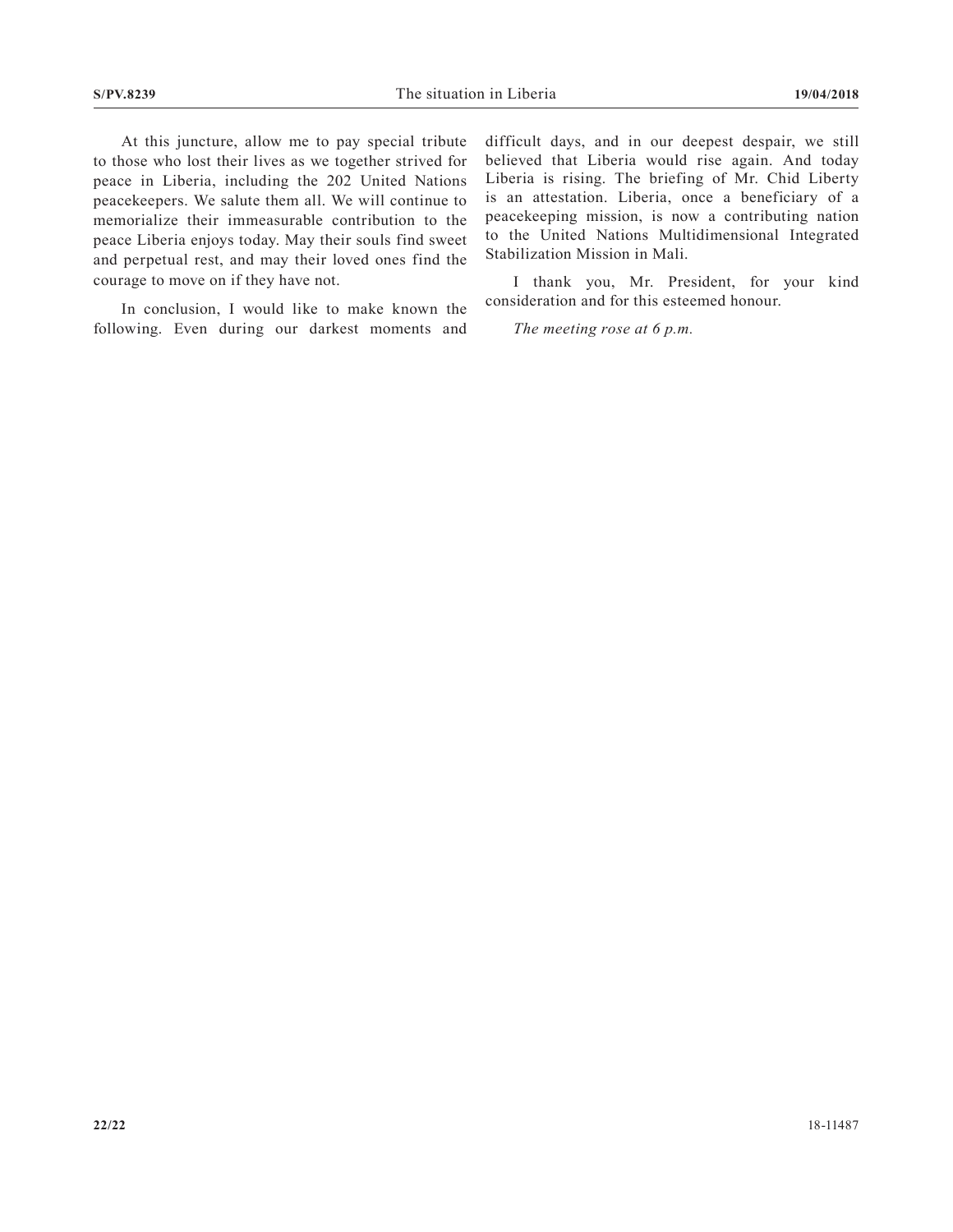At this juncture, allow me to pay special tribute to those who lost their lives as we together strived for peace in Liberia, including the 202 United Nations peacekeepers. We salute them all. We will continue to memorialize their immeasurable contribution to the peace Liberia enjoys today. May their souls find sweet and perpetual rest, and may their loved ones find the courage to move on if they have not.

In conclusion, I would like to make known the following. Even during our darkest moments and difficult days, and in our deepest despair, we still believed that Liberia would rise again. And today Liberia is rising. The briefing of Mr. Chid Liberty is an attestation. Liberia, once a beneficiary of a peacekeeping mission, is now a contributing nation to the United Nations Multidimensional Integrated Stabilization Mission in Mali.

I thank you, Mr. President, for your kind consideration and for this esteemed honour.

*The meeting rose at 6 p.m.*